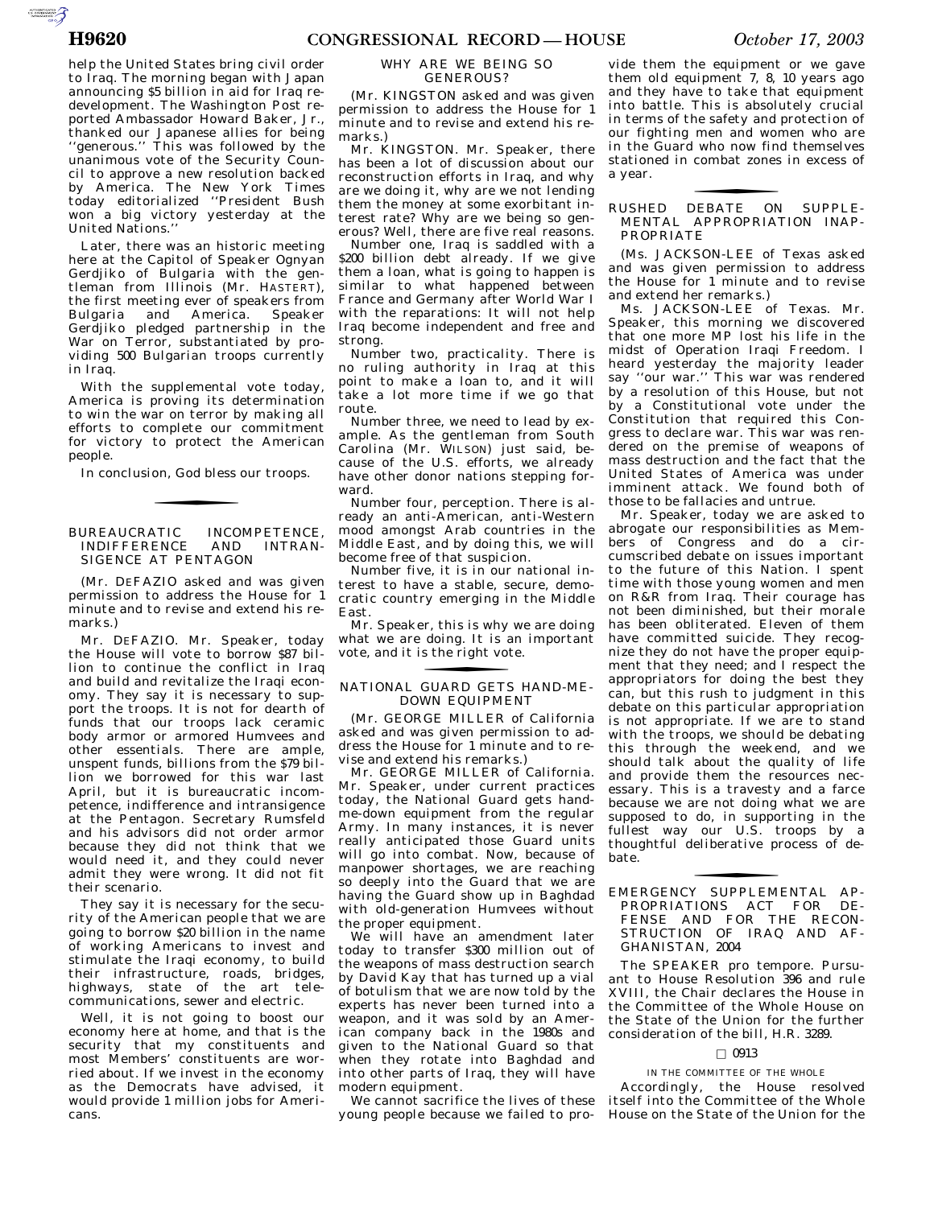help the United States bring civil order to Iraq. The morning began with Japan announcing $5 billion in aid for Iraq redevelopment. The Washington Post reported Ambassador Howard Baker, Jr., thanked our Japanese allies for being ''generous.'' This was followed by the unanimous vote of the Security Council to approve a new resolution backed by America. The New York Times today editorialized ''President Bush won a big victory yesterday at the United Nations.''

Later, there was an historic meeting here at the Capitol of Speaker Ognyan Gerdjiko of Bulgaria with the gentleman from Illinois (Mr. HASTERT), the first meeting ever of speakers from Bulgaria and America. Speaker Gerdjiko pledged partnership in the War on Terror, substantiated by providing 500 Bulgarian troops currently in Iraq.

With the supplemental vote today, America is proving its determination to win the war on terror by making all efforts to complete our commitment for victory to protect the American people.

In conclusion, God bless our troops.

## BUREAUCRATIC INCOMPETENCE, INDIFFERENCE AND INTRANSIGENCE AT PENTAGON

(Mr. DEFAZIO asked and was given permission to address the House for 1 minute and to revise and extend his remarks.)

Mr. DEFAZIO. Mr. Speaker, today the House will vote to borrow $87 billion to continue the conflict in Iraq and build and revitalize the Iraqi economy. They say it is necessary to support the troops. It is not for dearth of funds that our troops lack ceramic body armor or armored Humvees and other essentials. There are ample, unspent funds, billions from the $79 billion we borrowed for this war last April, but it is bureaucratic incompetence, indifference and intransigence at the Pentagon. Secretary Rumsfeld and his advisors did not order armor because they did not think that we would need it, and they could never admit they were wrong. It did not fit their scenario.

They say it is necessary for the security of the American people that we are going to borrow $20 billion in the name of working Americans to invest and stimulate the Iraqi economy, to build their infrastructure, roads, bridges, highways, state of the art telecommunications, sewer and electric.

Well, it is not going to boost our economy here at home, and that is the security that my constituents and most Members' constituents are worried about. If we invest in the economy as the Democrats have advised, it would provide 1 million jobs for Americans.

## WHY ARE WE BEING SO GENEROUS?

(Mr. KINGSTON asked and was given permission to address the House for 1 minute and to revise and extend his remarks.)

Mr. KINGSTON. Mr. Speaker, there has been a lot of discussion about our reconstruction efforts in Iraq, and why are we doing it, why are we not lending them the money at some exorbitant interest rate? Why are we being so generous? Well, there are five real reasons.

Number one, Iraq is saddled with a $200 billion debt already. If we give them a loan, what is going to happen is similar to what happened between France and Germany after World War I with the reparations: It will not help Iraq become independent and free and strong.

Number two, practicality. There is no ruling authority in Iraq at this point to make a loan to, and it will take a lot more time if we go that route.

Number three, we need to lead by example. As the gentleman from South Carolina (Mr. WILSON) just said, because of the U.S. efforts, we already have other donor nations stepping forward.

Number four, perception. There is already an anti-American, anti-Western mood amongst Arab countries in the Middle East, and by doing this, we will become free of that suspicion.

Number five, it is in our national interest to have a stable, secure, democratic country emerging in the Middle East.

Mr. Speaker, this is why we are doing what we are doing. It is an important vote, and it is the right vote.

## NATIONAL GUARD GETS HAND-ME-DOWN EQUIPMENT

(Mr. GEORGE MILLER of California asked and was given permission to address the House for 1 minute and to revise and extend his remarks.)

Mr. GEORGE MILLER of California. Mr. Speaker, under current practices today, the National Guard gets hand-me-down equipment from the regular Army. In many instances, it is never really anticipated those Guard units will go into combat. Now, because of manpower shortages, we are reaching so deeply into the Guard that we are having the Guard show up in Baghdad with old-generation Humvees without the proper equipment.

We will have an amendment later today to transfer $300 million out of the weapons of mass destruction search by David Kay that has turned up a vial of botulism that we are now told by the experts has never been turned into a weapon, and it was sold by an American company back in the 1980s and given to the National Guard so that when they rotate into Baghdad and into other parts of Iraq, they will have modern equipment.

We cannot sacrifice the lives of these young people because we failed to provide them the equipment or we gave them old equipment 7, 8, 10 years ago and they have to take that equipment into battle. This is absolutely crucial in terms of the safety and protection of our fighting men and women who are in the Guard who now find themselves stationed in combat zones in excess of a year.

## RUSHED DEBATE ON SUPPLEMENTAL APPROPRIATION INAPPROPRIATE

(Ms. JACKSON-LEE of Texas asked and was given permission to address the House for 1 minute and to revise and extend her remarks.)

Ms. JACKSON-LEE of Texas. Mr. Speaker, this morning we discovered that one more MP lost his life in the midst of Operation Iraqi Freedom. I heard yesterday the majority leader say ''our war.'' This war was rendered by a resolution of this House, but not by a Constitutional vote under the Constitution that required this Congress to declare war. This war was rendered on the premise of weapons of mass destruction and the fact that the United States of America was under imminent attack. We found both of those to be fallacies and untrue.

Mr. Speaker, today we are asked to abrogate our responsibilities as Members of Congress and do a circumscribed debate on issues important to the future of this Nation. I spent time with those young women and men on R&R from Iraq. Their courage has not been diminished, but their morale has been obliterated. Eleven of them have committed suicide. They recognize they do not have the proper equipment that they need; and I respect the appropriators for doing the best they can, but this rush to judgment in this debate on this particular appropriation is not appropriate. If we are to stand with the troops, we should be debating this through the weekend, and we should talk about the quality of life and provide them the resources necessary. This is a travesty and a farce because we are not doing what we are supposed to do, in supporting in the fullest way our U.S. troops by a thoughtful deliberative process of debate.

## EMERGENCY SUPPLEMENTAL APPROPRIATIONS ACT FOR DEFENSE AND FOR THE RECONSTRUCTION OF IRAQ AND AFGHANISTAN, 2004

The SPEAKER pro tempore. Pursuant to House Resolution 396 and rule XVIII, the Chair declares the House in the Committee of the Whole House on the State of the Union for the further consideration of the bill, H.R. 3289.

□ 0913

### IN THE COMMITTEE OF THE WHOLE

Accordingly, the House resolved itself into the Committee of the Whole House on the State of the Union for the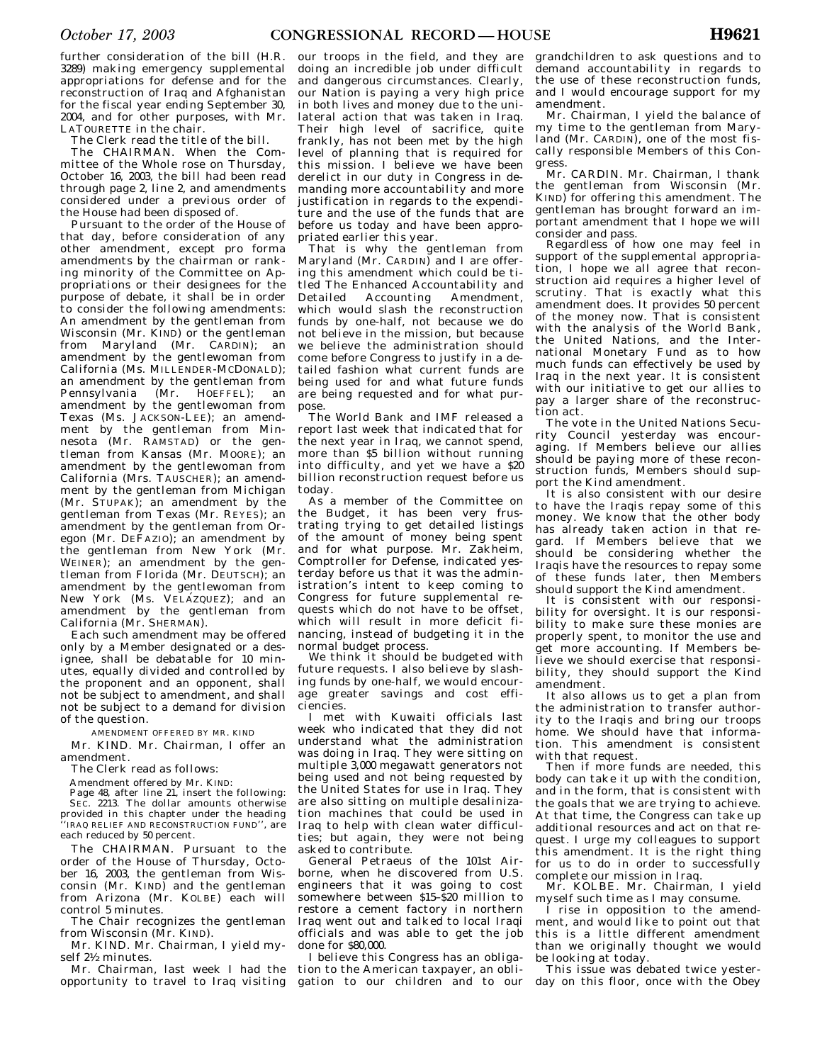further consideration of the bill (H.R. 3289) making emergency supplemental appropriations for defense and for the reconstruction of Iraq and Afghanistan for the fiscal year ending September 30, 2004, and for other purposes, with Mr. LATOURETTE in the chair.

The Clerk read the title of the bill.

The CHAIRMAN. When the Committee of the Whole rose on Thursday, October 16, 2003, the bill had been read through page 2, line 2, and amendments considered under a previous order of the House had been disposed of.

Pursuant to the order of the House of that day, before consideration of any other amendment, except pro forma amendments by the chairman or ranking minority of the Committee on Appropriations or their designees for the purpose of debate, it shall be in order to consider the following amendments: An amendment by the gentleman from Wisconsin (Mr. KIND) or the gentleman from Maryland (Mr. CARDIN); an amendment by the gentlewoman from California (Ms. MILLENDER-MCDONALD); an amendment by the gentleman from Pennsylvania (Mr. HOEFFEL); an amendment by the gentlewoman from Texas (Ms. JACKSON-LEE); an amendment by the gentleman from Minnesota (Mr. RAMSTAD) or the gentleman from Kansas (Mr. MOORE); an amendment by the gentlewoman from California (Mrs. TAUSCHER); an amendment by the gentleman from Michigan (Mr. STUPAK); an amendment by the gentleman from Texas (Mr. REYES); an amendment by the gentleman from Oregon (Mr. DEFAZIO); an amendment by the gentleman from New York (Mr. WEINER); an amendment by the gentleman from Florida (Mr. DEUTSCH); an amendment by the gentlewoman from New York (Ms. VELÁZQUEZ); and an amendment by the gentleman from California (Mr. SHERMAN).

Each such amendment may be offered only by a Member designated or a designee, shall be debatable for 10 minutes, equally divided and controlled by the proponent and an opponent, shall not be subject to amendment, and shall not be subject to a demand for division of the question.

AMENDMENT OFFERED BY MR. KIND

Mr. KIND. Mr. Chairman, I offer an amendment.

The Clerk read as follows:

Amendment offered by Mr. KIND:

Page 48, after line 21, insert the following:

SEC. 2213. The dollar amounts otherwise provided in this chapter under the heading ''IRAQ RELIEF AND RECONSTRUCTION FUND'', are each reduced by 50 percent.

The CHAIRMAN. Pursuant to the order of the House of Thursday, October 16, 2003, the gentleman from Wisconsin (Mr. KIND) and the gentleman from Arizona (Mr. KOLBE) each will control 5 minutes.

The Chair recognizes the gentleman from Wisconsin (Mr. KIND).

Mr. KIND. Mr. Chairman, I yield myself 2½ minutes.

Mr. Chairman, last week I had the opportunity to travel to Iraq visiting our troops in the field, and they are doing an incredible job under difficult and dangerous circumstances. Clearly, our Nation is paying a very high price in both lives and money due to the unilateral action that was taken in Iraq. Their high level of sacrifice, quite frankly, has not been met by the high level of planning that is required for this mission. I believe we have been derelict in our duty in Congress in demanding more accountability and more justification in regards to the expenditure and the use of the funds that are before us today and have been appropriated earlier this year.

That is why the gentleman from Maryland (Mr. CARDIN) and I are offering this amendment which could be titled The Enhanced Accountability and Detailed Accounting Amendment, which would slash the reconstruction funds by one-half, not because we do not believe in the mission, but because we believe the administration should come before Congress to justify in a detailed fashion what current funds are being used for and what future funds are being requested and for what purpose.

The World Bank and IMF released a report last week that indicated that for the next year in Iraq, we cannot spend, more than $5 billion without running into difficulty, and yet we have a $20 billion reconstruction request before us today.

As a member of the Committee on the Budget, it has been very frustrating trying to get detailed listings of the amount of money being spent and for what purpose. Mr. Zakheim, Comptroller for Defense, indicated yesterday before us that it was the administration's intent to keep coming to Congress for future supplemental requests which do not have to be offset, which will result in more deficit financing, instead of budgeting it in the normal budget process.

We think it should be budgeted with future requests. I also believe by slashing funds by one-half, we would encourage greater savings and cost efficiencies.

I met with Kuwaiti officials last week who indicated that they did not understand what the administration was doing in Iraq. They were sitting on multiple 3,000 megawatt generators not being used and not being requested by the United States for use in Iraq. They are also sitting on multiple desalinization machines that could be used in Iraq to help with clean water difficulties; but again, they were not being asked to contribute.

General Petraeus of the 101st Airborne, when he discovered from U.S. engineers that it was going to cost somewhere between $15–$20 million to restore a cement factory in northern Iraq went out and talked to local Iraqi officials and was able to get the job done for $80,000.

I believe this Congress has an obligation to the American taxpayer, an obligation to our children and to our grandchildren to ask questions and to demand accountability in regards to the use of these reconstruction funds, and I would encourage support for my amendment.

Mr. Chairman, I yield the balance of my time to the gentleman from Maryland (Mr. CARDIN), one of the most fiscally responsible Members of this Congress.

Mr. CARDIN. Mr. Chairman, I thank the gentleman from Wisconsin (Mr. KIND) for offering this amendment. The gentleman has brought forward an important amendment that I hope we will consider and pass.

Regardless of how one may feel in support of the supplemental appropriation, I hope we all agree that reconstruction aid requires a higher level of scrutiny. That is exactly what this amendment does. It provides 50 percent of the money now. That is consistent with the analysis of the World Bank, the United Nations, and the International Monetary Fund as to how much funds can effectively be used by Iraq in the next year. It is consistent with our initiative to get our allies to pay a larger share of the reconstruction act.

The vote in the United Nations Security Council yesterday was encouraging. If Members believe our allies should be paying more of these reconstruction funds, Members should support the Kind amendment.

It is also consistent with our desire to have the Iraqis repay some of this money. We know that the other body has already taken action in that regard. If Members believe that we should be considering whether the Iraqis have the resources to repay some of these funds later, then Members should support the Kind amendment.

It is consistent with our responsibility for oversight. It is our responsibility to make sure these monies are properly spent, to monitor the use and get more accounting. If Members believe we should exercise that responsibility, they should support the Kind amendment.

It also allows us to get a plan from the administration to transfer authority to the Iraqis and bring our troops home. We should have that information. This amendment is consistent with that request.

Then if more funds are needed, this body can take it up with the condition, and in the form, that is consistent with the goals that we are trying to achieve. At that time, the Congress can take up additional resources and act on that request. I urge my colleagues to support this amendment. It is the right thing for us to do in order to successfully complete our mission in Iraq.

Mr. KOLBE. Mr. Chairman, I yield myself such time as I may consume.

I rise in opposition to the amendment, and would like to point out that this is a little different amendment than we originally thought we would be looking at today.

This issue was debated twice yesterday on this floor, once with the Obey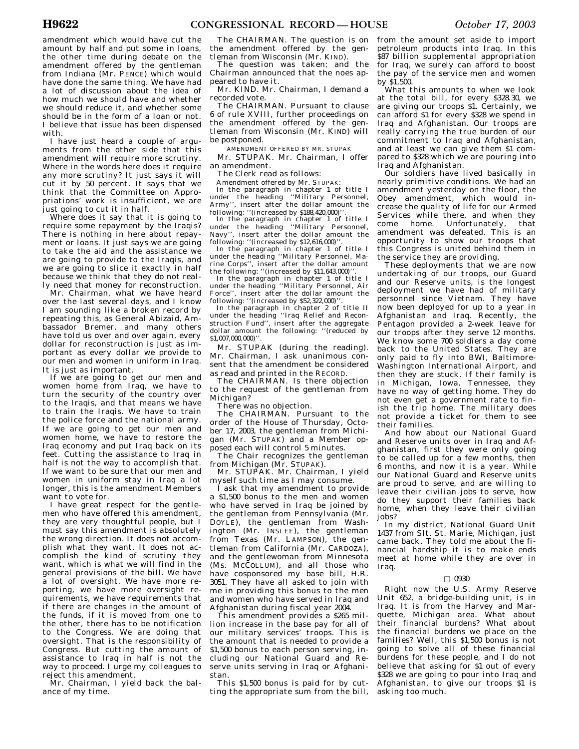amendment which would have cut the amount by half and put some in loans, the other time during debate on the amendment offered by the gentleman from Indiana (Mr. PENCE) which would have done the same thing. We have had a lot of discussion about the idea of how much we should have and whether we should reduce it, and whether some should be in the form of a loan or not. I believe that issue has been dispensed with.

I have just heard a couple of arguments from the other side that this amendment will require more scrutiny. Where in the words here does it require any more scrutiny? It just says it will cut it by 50 percent. It says that we think that the Committee on Appropriations' work is insufficient, we are just going to cut it in half.

Where does it say that it is going to require some repayment by the Iraqis? There is nothing in here about repayment or loans. It just says we are going to take the aid and the assistance we are going to provide to the Iraqis, and we are going to slice it exactly in half because we think that they do not really need that money for reconstruction.

Mr. Chairman, what we have heard over the last several days, and I know I am sounding like a broken record by repeating this, as General Abizaid, Ambassador Bremer, and many others have told us over and over again, every dollar for reconstruction is just as important as every dollar we provide to our men and women in uniform in Iraq. It is just as important.

If we are going to get our men and women home from Iraq, we have to turn the security of the country over to the Iraqis, and that means we have to train the Iraqis. We have to train the police force and the national army. If we are going to get our men and women home, we have to restore the Iraq economy and put Iraq back on its feet. Cutting the assistance to Iraq in half is not the way to accomplish that. If we want to be sure that our men and women in uniform stay in Iraq a lot longer, this is the amendment Members want to vote for.

I have great respect for the gentlemen who have offered this amendment, they are very thoughtful people, but I must say this amendment is absolutely the wrong direction. It does not accomplish what they want. It does not accomplish the kind of scrutiny they want, which is what we will find in the general provisions of the bill. We have a lot of oversight. We have more reporting, we have more oversight requirements, we have requirements that if there are changes in the amount of the funds, if it is moved from one to the other, there has to be notification to the Congress. We are doing that oversight. That is the responsibility of Congress. But cutting the amount of assistance to Iraq in half is not the way to proceed. I urge my colleagues to reject this amendment.

Mr. Chairman, I yield back the balance of my time.

The CHAIRMAN. The question is on the amendment offered by the gentleman from Wisconsin (Mr. KIND).

The question was taken; and the Chairman announced that the noes appeared to have it.

Mr. KIND. Mr. Chairman, I demand a recorded vote.

The CHAIRMAN. Pursuant to clause 6 of rule XVIII, further proceedings on the amendment offered by the gentleman from Wisconsin (Mr. KIND) will be postponed.

AMENDMENT OFFERED BY MR. STUPAK

Mr. STUPAK. Mr. Chairman, I offer an amendment.

The Clerk read as follows:

Amendment offered by Mr. STUPAK:

In the paragraph in chapter 1 of title I under the heading ''Military Personnel, Army'', insert after the dollar amount the following: ''(increased by $188,420,000)''.

In the paragraph in chapter 1 of title I under the heading ''Military Personnel, Navy'', insert after the dollar amount the following: ''(increased by $12,616,000)''.

In the paragraph in chapter 1 of title I under the heading ''Military Personnel, Marine Corps'', insert after the dollar amount the following: ''(increased by $11,643,000)''.

In the paragraph in chapter 1 of title I under the heading ''Military Personnel, Air Force'', insert after the dollar amount the following: ''(increased by $52,322,000)''.

In the paragraph in chapter 2 of title II under the heading ''Iraq Relief and Reconstruction Fund'', insert after the aggregate dollar amount the following: ''(reduced by $1,007,000,000)''.

Mr. STUPAK (during the reading). Mr. Chairman, I ask unanimous consent that the amendment be considered as read and printed in the RECORD.

The CHAIRMAN. Is there objection to the request of the gentleman from Michigan?

There was no objection.

The CHAIRMAN. Pursuant to the order of the House of Thursday, October 17, 2003, the gentleman from Michigan (Mr. STUPAK) and a Member opposed each will control 5 minutes.

The Chair recognizes the gentleman from Michigan (Mr. STUPAK).

Mr. STUPAK. Mr. Chairman, I yield myself such time as I may consume.

I ask that my amendment to provide a $1,500 bonus to the men and women who have served in Iraq be joined by the gentleman from Pennsylvania (Mr. DOYLE), the gentleman from Washington (Mr. INSLEE), the gentleman from Texas (Mr. LAMPSON), the gentleman from California (Mr. CARDOZA), and the gentlewoman from Minnesota (Ms. MCCOLLUM), and all those who have cosponsored my base bill, H.R. 3051. They have all asked to join with me in providing this bonus to the men and women who have served in Iraq and Afghanistan during fiscal year 2004.

This amendment provides a $265 million increase in the base pay for all of our military services' troops. This is the amount that is needed to provide a $1,500 bonus to each person serving, including our National Guard and Reserve units serving in Iraq or Afghanistan.

This $1,500 bonus is paid for by cutting the appropriate sum from the bill, from the amount set aside to import petroleum products into Iraq. In this $87 billion supplemental appropriation for Iraq, we surely can afford to boost the pay of the service men and women by $1,500.

What this amounts to when we look at the total bill, for every $328.30, we are giving our troops $1. Certainly, we can afford $1 for every $328 we spend in Iraq and Afghanistan. Our troops are really carrying the true burden of our commitment to Iraq and Afghanistan, and at least we can give them $1 compared to $328 which we are pouring into Iraq and Afghanistan.

Our soldiers have lived basically in nearly primitive conditions. We had an amendment yesterday on the floor, the Obey amendment, which would increase the quality of life for our Armed Services while there, and when they come home. Unfortunately, that amendment was defeated. This is an opportunity to show our troops that this Congress is united behind them in the service they are providing.

These deployments that we are now undertaking of our troops, our Guard and our Reserve units, is the longest deployment we have had of military personnel since Vietnam. They have now been deployed for up to a year in Afghanistan and Iraq. Recently, the Pentagon provided a 2-week leave for our troops after they serve 12 months. We know some 700 soldiers a day come back to the United States. They are only paid to fly into BWI, Baltimore-Washington International Airport, and then they are stuck. If their family is in Michigan, Iowa, Tennessee, they have no way of getting home. They do not even get a government rate to finish the trip home. The military does not provide a ticket for them to see their families.

And how about our National Guard and Reserve units over in Iraq and Afghanistan, first they were only going to be called up for a few months, then 6 months, and now it is a year. While our National Guard and Reserve units are proud to serve, and are willing to leave their civilian jobs to serve, how do they support their families back home, when they leave their civilian jobs?

In my district, National Guard Unit 1437 from Slt. St. Marie, Michigan, just came back. They told me about the financial hardship it is to make ends meet at home while they are over in Iraq.

□ 0930

Right now the U.S. Army Reserve Unit 652, a bridge-building unit, is in Iraq. It is from the Harvey and Marquette, Michigan area. What about their financial burdens? What about the financial burdens we place on the families? Well, this $1,500 bonus is not going to solve all of these financial burdens for these people, and I do not believe that asking for $1 out of every $328 we are going to pour into Iraq and Afghanistan, to give our troops $1 is asking too much.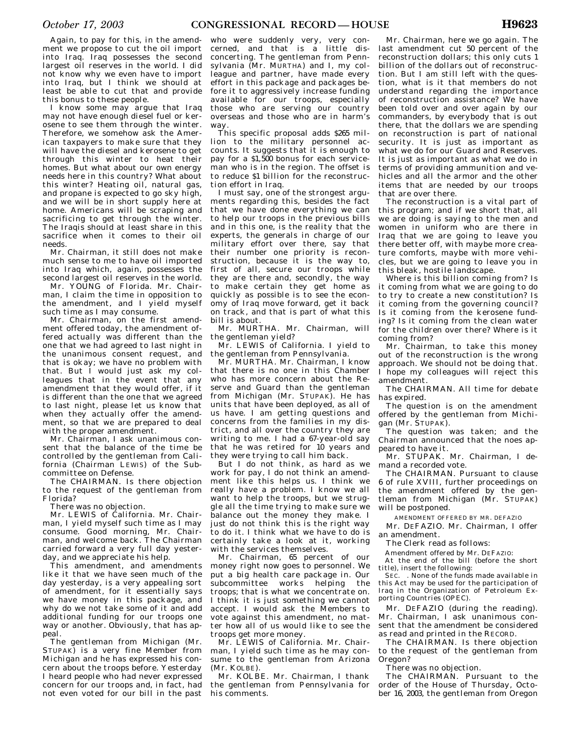Again, to pay for this, in the amendment we propose to cut the oil import into Iraq. Iraq possesses the second largest oil reserves in the world. I did not know why we even have to import into Iraq, but I think we should at least be able to cut that and provide this bonus to these people.

I know some may argue that Iraq may not have enough diesel fuel or kerosene to see them through the winter. Therefore, we somehow ask the American taxpayers to make sure that they will have the diesel and kerosene to get through this winter to heat their homes. But what about our own energy needs here in this country? What about this winter? Heating oil, natural gas, and propane is expected to go sky high, and we will be in short supply here at home. Americans will be scraping and sacrificing to get through the winter. The Iraqis should at least share in this sacrifice when it comes to their oil needs.

Mr. Chairman, it still does not make much sense to me to have oil imported into Iraq which, again, possesses the second largest oil reserves in the world.

Mr. YOUNG of Florida. Mr. Chairman, I claim the time in opposition to the amendment, and I yield myself such time as I may consume.

Mr. Chairman, on the first amendment offered today, the amendment offered actually was different than the one that we had agreed to last night in the unanimous consent request, and that is okay; we have no problem with that. But I would just ask my colleagues that in the event that any amendment that they would offer, if it is different than the one that we agreed to last night, please let us know that when they actually offer the amendment, so that we are prepared to deal with the proper amendment.

Mr. Chairman, I ask unanimous consent that the balance of the time be controlled by the gentleman from California (Chairman LEWIS) of the Subcommittee on Defense.

The CHAIRMAN. Is there objection to the request of the gentleman from Florida?

There was no objection.

Mr. LEWIS of California. Mr. Chairman, I yield myself such time as I may consume. Good morning, Mr. Chairman, and welcome back. The Chairman carried forward a very full day yesterday, and we appreciate his help.

This amendment, and amendments like it that we have seen much of the day yesterday, is a very appealing sort of amendment, for it essentially says we have money in this package, and why do we not take some of it and add additional funding for our troops one way or another. Obviously, that has appeal.

The gentleman from Michigan (Mr. STUPAK) is a very fine Member from Michigan and he has expressed his concern about the troops before. Yesterday I heard people who had never expressed concern for our troops and, in fact, had not even voted for our bill in the past who were suddenly very, very concerned, and that is a little disconcerting. The gentleman from Pennsylvania (Mr. MURTHA) and I, my colleague and partner, have made every effort in this package and packages before it to aggressively increase funding available for our troops, especially those who are serving our country overseas and those who are in harm's way.

This specific proposal adds $265 million to the military personnel accounts. It suggests that it is enough to pay for a $1,500 bonus for each serviceman who is in the region. The offset is to reduce $1 billion for the reconstruction effort in Iraq.

I must say, one of the strongest arguments regarding this, besides the fact that we have done everything we can to help our troops in the previous bills and in this one, is the reality that the experts, the generals in charge of our military effort over there, say that their number one priority is reconstruction, because it is the way to, first of all, secure our troops while they are there and, secondly, the way to make certain they get home as quickly as possible is to see the economy of Iraq move forward, get it back on track, and that is part of what this bill is about.

Mr. MURTHA. Mr. Chairman, will the gentleman yield?

Mr. LEWIS of California. I yield to the gentleman from Pennsylvania.

Mr. MURTHA. Mr. Chairman, I know that there is no one in this Chamber who has more concern about the Reserve and Guard than the gentleman from Michigan (Mr. STUPAK). He has units that have been deployed, as all of us have. I am getting questions and concerns from the families in my district, and all over the country they are writing to me. I had a 67-year-old say that he was retired for 10 years and they were trying to call him back.

But I do not think, as hard as we work for pay, I do not think an amendment like this helps us. I think we really have a problem. I know we all want to help the troops, but we struggle all the time trying to make sure we balance out the money they make. I just do not think this is the right way to do it. I think what we have to do is certainly take a look at it, working with the services themselves.

Mr. Chairman, 65 percent of our money right now goes to personnel. We put a big health care package in. Our subcommittee works helping the troops; that is what we concentrate on. I think it is just something we cannot accept. I would ask the Members to vote against this amendment, no matter how all of us would like to see the troops get more money.

Mr. LEWIS of California. Mr. Chairman, I yield such time as he may consume to the gentleman from Arizona (Mr. KOLBE).

Mr. KOLBE. Mr. Chairman, I thank the gentleman from Pennsylvania for his comments.

Mr. Chairman, here we go again. The last amendment cut 50 percent of the reconstruction dollars; this only cuts 1 billion of the dollars out of reconstruction. But I am still left with the question, what is it that members do not understand regarding the importance of reconstruction assistance? We have been told over and over again by our commanders, by everybody that is out there, that the dollars we are spending on reconstruction is part of national security. It is just as important as what we do for our Guard and Reserves. It is just as important as what we do in terms of providing ammunition and vehicles and all the armor and the other items that are needed by our troops that are over there.

The reconstruction is a vital part of this program; and if we short that, all we are doing is saying to the men and women in uniform who are there in Iraq that we are going to leave you there better off, with maybe more creature comforts, maybe with more vehicles, but we are going to leave you in this bleak, hostile landscape.

Where is this billion coming from? Is it coming from what we are going to do to try to create a new constitution? Is it coming from the governing council? Is it coming from the kerosene funding? Is it coming from the clean water for the children over there? Where is it coming from?

Mr. Chairman, to take this money out of the reconstruction is the wrong approach. We should not be doing that. I hope my colleagues will reject this amendment.

The CHAIRMAN. All time for debate has expired.

The question is on the amendment offered by the gentleman from Michigan (Mr. STUPAK).

The question was taken; and the Chairman announced that the noes appeared to have it.

Mr. STUPAK. Mr. Chairman, I demand a recorded vote.

The CHAIRMAN. Pursuant to clause 6 of rule XVIII, further proceedings on the amendment offered by the gentleman from Michigan (Mr. STUPAK) will be postponed.

AMENDMENT OFFERED BY MR. DEFAZIO

Mr. DEFAZIO. Mr. Chairman, I offer an amendment.

The Clerk read as follows:

Amendment offered by Mr. DEFAZIO:

At the end of the bill (before the short title), insert the following:

SEC. . None of the funds made available in this Act may be used for the participation of Iraq in the Organization of Petroleum Exporting Countries (OPEC).

Mr. DEFAZIO (during the reading). Mr. Chairman, I ask unanimous consent that the amendment be considered as read and printed in the RECORD.

The CHAIRMAN. Is there objection to the request of the gentleman from Oregon?

There was no objection.

The CHAIRMAN. Pursuant to the order of the House of Thursday, October 16, 2003, the gentleman from Oregon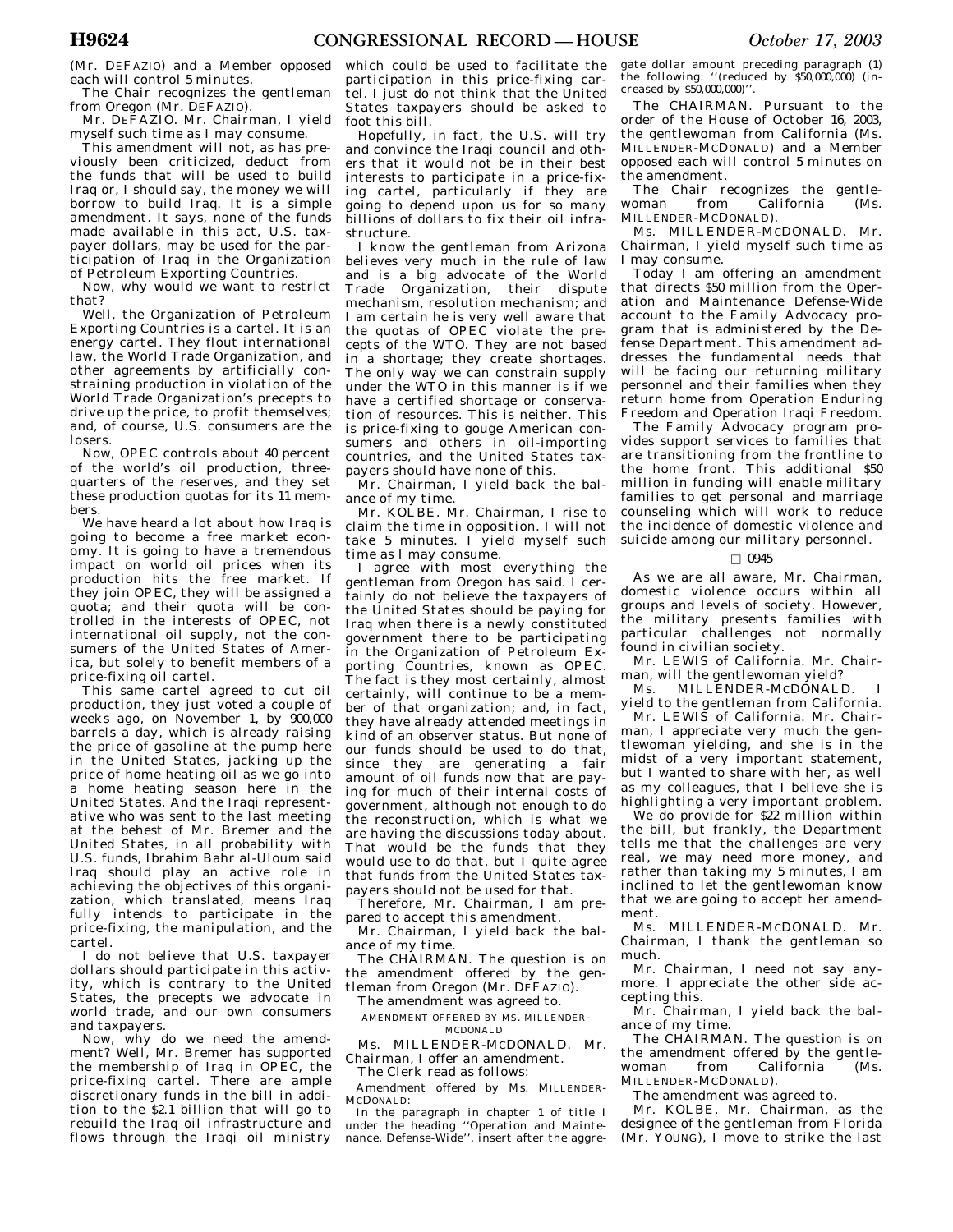(Mr. DEFAZIO) and a Member opposed each will control 5 minutes.

The Chair recognizes the gentleman from Oregon (Mr. DEFAZIO).

Mr. DEFAZIO. Mr. Chairman, I yield myself such time as I may consume.

This amendment will not, as has previously been criticized, deduct from the funds that will be used to build Iraq or, I should say, the money we will borrow to build Iraq. It is a simple amendment. It says, none of the funds made available in this act, U.S. taxpayer dollars, may be used for the participation of Iraq in the Organization of Petroleum Exporting Countries.

Now, why would we want to restrict that?

Well, the Organization of Petroleum Exporting Countries is a cartel. It is an energy cartel. They flout international law, the World Trade Organization, and other agreements by artificially constraining production in violation of the World Trade Organization's precepts to drive up the price, to profit themselves; and, of course, U.S. consumers are the losers.

Now, OPEC controls about 40 percent of the world's oil production, three-quarters of the reserves, and they set these production quotas for its 11 members.

We have heard a lot about how Iraq is going to become a free market economy. It is going to have a tremendous impact on world oil prices when its production hits the free market. If they join OPEC, they will be assigned a quota; and their quota will be controlled in the interests of OPEC, not international oil supply, not the consumers of the United States of America, but solely to benefit members of a price-fixing oil cartel.

This same cartel agreed to cut oil production, they just voted a couple of weeks ago, on November 1, by 900,000 barrels a day, which is already raising the price of gasoline at the pump here in the United States, jacking up the price of home heating oil as we go into a home heating season here in the United States. And the Iraqi representative who was sent to the last meeting at the behest of Mr. Bremer and the United States, in all probability with U.S. funds, Ibrahim Bahr al-Uloum said Iraq should play an active role in achieving the objectives of this organization, which translated, means Iraq fully intends to participate in the price-fixing, the manipulation, and the cartel.

I do not believe that U.S. taxpayer dollars should participate in this activity, which is contrary to the United States, the precepts we advocate in world trade, and our own consumers and taxpayers.

Now, why do we need the amendment? Well, Mr. Bremer has supported the membership of Iraq in OPEC, the price-fixing cartel. There are ample discretionary funds in the bill in addition to the $2.1 billion that will go to rebuild the Iraq oil infrastructure and flows through the Iraqi oil ministry which could be used to facilitate the participation in this price-fixing cartel. I just do not think that the United States taxpayers should be asked to foot this bill.

Hopefully, in fact, the U.S. will try and convince the Iraqi council and others that it would not be in their best interests to participate in a price-fixing cartel, particularly if they are going to depend upon us for so many billions of dollars to fix their oil infrastructure.

I know the gentleman from Arizona believes very much in the rule of law and is a big advocate of the World Trade Organization, their dispute mechanism, resolution mechanism; and I am certain he is very well aware that the quotas of OPEC violate the precepts of the WTO. They are not based in a shortage; they create shortages. The only way we can constrain supply under the WTO in this manner is if we have a certified shortage or conservation of resources. This is neither. This is price-fixing to gouge American consumers and others in oil-importing countries, and the United States taxpayers should have none of this.

Mr. Chairman, I yield back the balance of my time.

Mr. KOLBE. Mr. Chairman, I rise to claim the time in opposition. I will not take 5 minutes. I yield myself such time as I may consume.

I agree with most everything the gentleman from Oregon has said. I certainly do not believe the taxpayers of the United States should be paying for Iraq when there is a newly constituted government there to be participating in the Organization of Petroleum Exporting Countries, known as OPEC. The fact is they most certainly, almost certainly, will continue to be a member of that organization; and, in fact, they have already attended meetings in kind of an observer status. But none of our funds should be used to do that, since they are generating a fair amount of oil funds now that are paying for much of their internal costs of government, although not enough to do the reconstruction, which is what we are having the discussions today about. That would be the funds that they would use to do that, but I quite agree that funds from the United States taxpayers should not be used for that.

Therefore, Mr. Chairman, I am prepared to accept this amendment.

Mr. Chairman, I yield back the balance of my time.

The CHAIRMAN. The question is on the amendment offered by the gentleman from Oregon (Mr. DEFAZIO).

The amendment was agreed to.

AMENDMENT OFFERED BY MS. MILLENDER-MCDONALD

Ms. MILLENDER-MCDONALD. Mr. Chairman, I offer an amendment.

The Clerk read as follows:

Amendment offered by Ms. MILLENDER-MCDONALD:

In the paragraph in chapter 1 of title I under the heading ''Operation and Maintenance, Defense-Wide'', insert after the aggregate dollar amount preceding paragraph (1) the following: ''(reduced by $50,000,000) (increased by $50,000,000)''.

The CHAIRMAN. Pursuant to the order of the House of October 16, 2003, the gentlewoman from California (Ms. MILLENDER-MCDONALD) and a Member opposed each will control 5 minutes on the amendment.

The Chair recognizes the gentlewoman from California (Ms. MILLENDER-MCDONALD).

Ms. MILLENDER-MCDONALD. Mr. Chairman, I yield myself such time as I may consume.

Today I am offering an amendment that directs $50 million from the Operation and Maintenance Defense-Wide account to the Family Advocacy program that is administered by the Defense Department. This amendment addresses the fundamental needs that will be facing our returning military personnel and their families when they return home from Operation Enduring Freedom and Operation Iraqi Freedom.

The Family Advocacy program provides support services to families that are transitioning from the frontline to the home front. This additional $50 million in funding will enable military families to get personal and marriage counseling which will work to reduce the incidence of domestic violence and suicide among our military personnel.

□ 0945

As we are all aware, Mr. Chairman, domestic violence occurs within all groups and levels of society. However, the military presents families with particular challenges not normally found in civilian society.

Mr. LEWIS of California. Mr. Chairman, will the gentlewoman yield?

Ms. MILLENDER-MCDONALD. I yield to the gentleman from California.

Mr. LEWIS of California. Mr. Chairman, I appreciate very much the gentlewoman yielding, and she is in the midst of a very important statement, but I wanted to share with her, as well as my colleagues, that I believe she is highlighting a very important problem.

We do provide for $22 million within the bill, but frankly, the Department tells me that the challenges are very real, we may need more money, and rather than taking my 5 minutes, I am inclined to let the gentlewoman know that we are going to accept her amendment.

Ms. MILLENDER-MCDONALD. Mr. Chairman, I thank the gentleman so much.

Mr. Chairman, I need not say anymore. I appreciate the other side accepting this.

Mr. Chairman, I yield back the balance of my time.

The CHAIRMAN. The question is on the amendment offered by the gentlewoman from California (Ms. MILLENDER-MCDONALD).

The amendment was agreed to.

Mr. KOLBE. Mr. Chairman, as the designee of the gentleman from Florida (Mr. YOUNG), I move to strike the last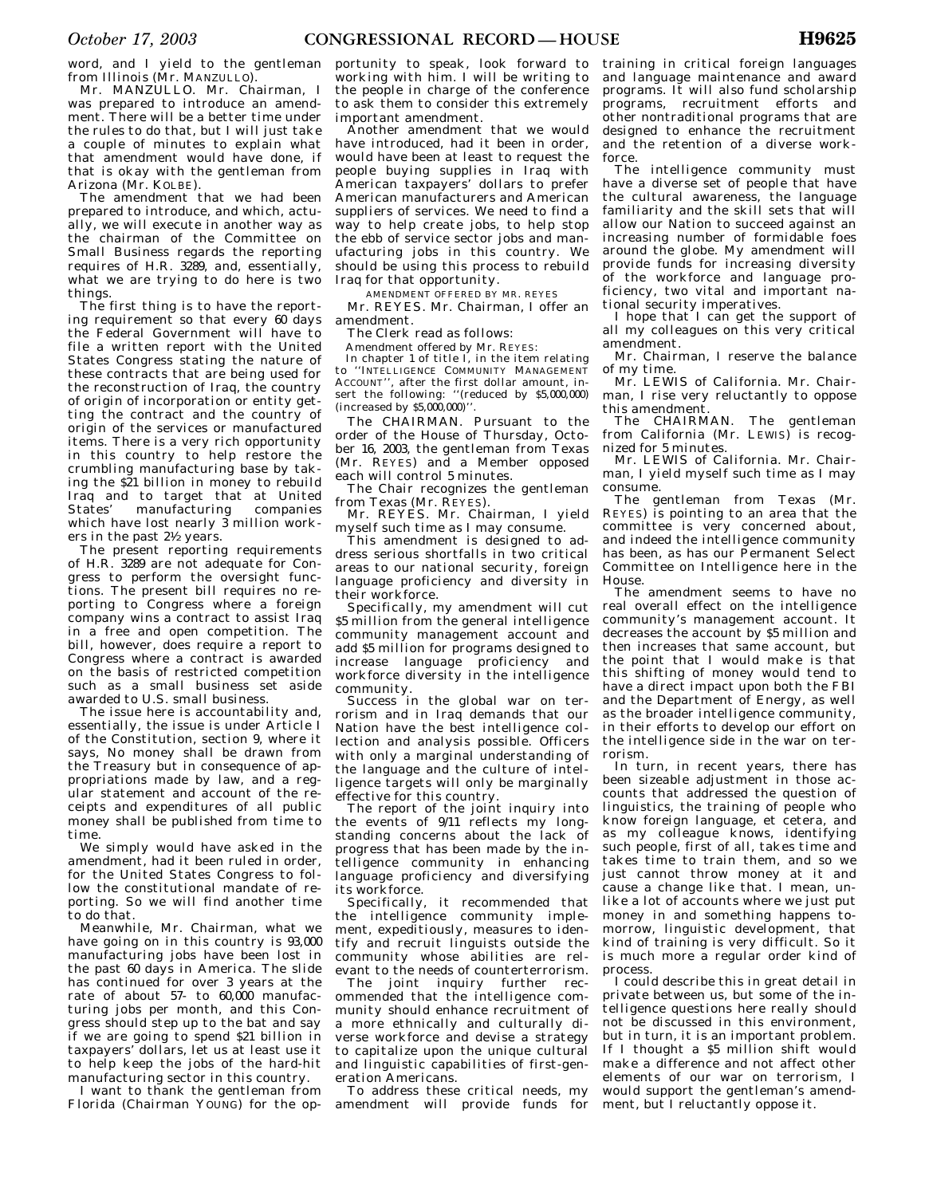word, and I yield to the gentleman from Illinois (Mr. MANZULLO).

Mr. MANZULLO. Mr. Chairman, I was prepared to introduce an amendment. There will be a better time under the rules to do that, but I will just take a couple of minutes to explain what that amendment would have done, if that is okay with the gentleman from Arizona (Mr. KOLBE).

The amendment that we had been prepared to introduce, and which, actually, we will execute in another way as the chairman of the Committee on Small Business regards the reporting requires of H.R. 3289, and, essentially, what we are trying to do here is two things.

The first thing is to have the reporting requirement so that every 60 days the Federal Government will have to file a written report with the United States Congress stating the nature of these contracts that are being used for the reconstruction of Iraq, the country of origin of incorporation or entity getting the contract and the country of origin of the services or manufactured items. There is a very rich opportunity in this country to help restore the crumbling manufacturing base by taking the $21 billion in money to rebuild Iraq and to target that at United States' manufacturing companies which have lost nearly 3 million workers in the past 2½ years.

The present reporting requirements of H.R. 3289 are not adequate for Congress to perform the oversight functions. The present bill requires no reporting to Congress where a foreign company wins a contract to assist Iraq in a free and open competition. The bill, however, does require a report to Congress where a contract is awarded on the basis of restricted competition such as a small business set aside awarded to U.S. small business.

The issue here is accountability and, essentially, the issue is under Article I of the Constitution, section 9, where it says, No money shall be drawn from the Treasury but in consequence of appropriations made by law, and a regular statement and account of the receipts and expenditures of all public money shall be published from time to time.

We simply would have asked in the amendment, had it been ruled in order, for the United States Congress to follow the constitutional mandate of reporting. So we will find another time to do that.

Meanwhile, Mr. Chairman, what we have going on in this country is 93,000 manufacturing jobs have been lost in the past 60 days in America. The slide has continued for over 3 years at the rate of about 57- to 60,000 manufacturing jobs per month, and this Congress should step up to the bat and say if we are going to spend $21 billion in taxpayers' dollars, let us at least use it to help keep the jobs of the hard-hit manufacturing sector in this country.

I want to thank the gentleman from Florida (Chairman YOUNG) for the opportunity to speak, look forward to working with him. I will be writing to the people in charge of the conference to ask them to consider this extremely important amendment.

Another amendment that we would have introduced, had it been in order, would have been at least to request the people buying supplies in Iraq with American taxpayers' dollars to prefer American manufacturers and American suppliers of services. We need to find a way to help create jobs, to help stop the ebb of service sector jobs and manufacturing jobs in this country. We should be using this process to rebuild Iraq for that opportunity.

AMENDMENT OFFERED BY MR. REYES

Mr. REYES. Mr. Chairman, I offer an amendment.

The Clerk read as follows:

Amendment offered by Mr. REYES:

In chapter 1 of title I, in the item relating to "INTELLIGENCE COMMUNITY MANAGEMENT ACCOUNT", after the first dollar amount, insert the following: "(reduced by $5,000,000) (increased by $5,000,000)".

The CHAIRMAN. Pursuant to the order of the House of Thursday, October 16, 2003, the gentleman from Texas (Mr. REYES) and a Member opposed each will control 5 minutes.

The Chair recognizes the gentleman from Texas (Mr. REYES).

Mr. REYES. Mr. Chairman, I yield myself such time as I may consume.

This amendment is designed to address serious shortfalls in two critical areas to our national security, foreign language proficiency and diversity in their workforce.

Specifically, my amendment will cut $5 million from the general intelligence community management account and add $5 million for programs designed to increase language proficiency and workforce diversity in the intelligence community.

Success in the global war on terrorism and in Iraq demands that our Nation have the best intelligence collection and analysis possible. Officers with only a marginal understanding of the language and the culture of intelligence targets will only be marginally effective for this country.

The report of the joint inquiry into the events of 9/11 reflects my longstanding concerns about the lack of progress that has been made by the intelligence community in enhancing language proficiency and diversifying its workforce.

Specifically, it recommended that the intelligence community implement, expeditiously, measures to identify and recruit linguists outside the community whose abilities are relevant to the needs of counterterrorism.

The joint inquiry further recommended that the intelligence community should enhance recruitment of a more ethnically and culturally diverse workforce and devise a strategy to capitalize upon the unique cultural and linguistic capabilities of first-generation Americans.

To address these critical needs, my amendment will provide funds for training in critical foreign languages and language maintenance and award programs. It will also fund scholarship programs, recruitment efforts and other nontraditional programs that are designed to enhance the recruitment and the retention of a diverse workforce.

The intelligence community must have a diverse set of people that have the cultural awareness, the language familiarity and the skill sets that will allow our Nation to succeed against an increasing number of formidable foes around the globe. My amendment will provide funds for increasing diversity of the workforce and language proficiency, two vital and important national security imperatives.

I hope that I can get the support of all my colleagues on this very critical amendment.

Mr. Chairman, I reserve the balance of my time.

Mr. LEWIS of California. Mr. Chairman, I rise very reluctantly to oppose this amendment.

The CHAIRMAN. The gentleman from California (Mr. LEWIS) is recognized for 5 minutes.

Mr. LEWIS of California. Mr. Chairman, I yield myself such time as I may consume.

The gentleman from Texas (Mr. REYES) is pointing to an area that the committee is very concerned about, and indeed the intelligence community has been, as has our Permanent Select Committee on Intelligence here in the House.

The amendment seems to have no real overall effect on the intelligence community's management account. It decreases the account by $5 million and then increases that same account, but the point that I would make is that this shifting of money would tend to have a direct impact upon both the FBI and the Department of Energy, as well as the broader intelligence community, in their efforts to develop our effort on the intelligence side in the war on terrorism.

In turn, in recent years, there has been sizeable adjustment in those accounts that addressed the question of linguistics, the training of people who know foreign language, et cetera, and as my colleague knows, identifying such people, first of all, takes time and takes time to train them, and so we just cannot throw money at it and cause a change like that. I mean, unlike a lot of accounts where we just put money in and something happens tomorrow, linguistic development, that kind of training is very difficult. So it is much more a regular order kind of process.

I could describe this in great detail in private between us, but some of the intelligence questions here really should not be discussed in this environment, but in turn, it is an important problem. If I thought a $5 million shift would make a difference and not affect other elements of our war on terrorism, I would support the gentleman's amendment, but I reluctantly oppose it.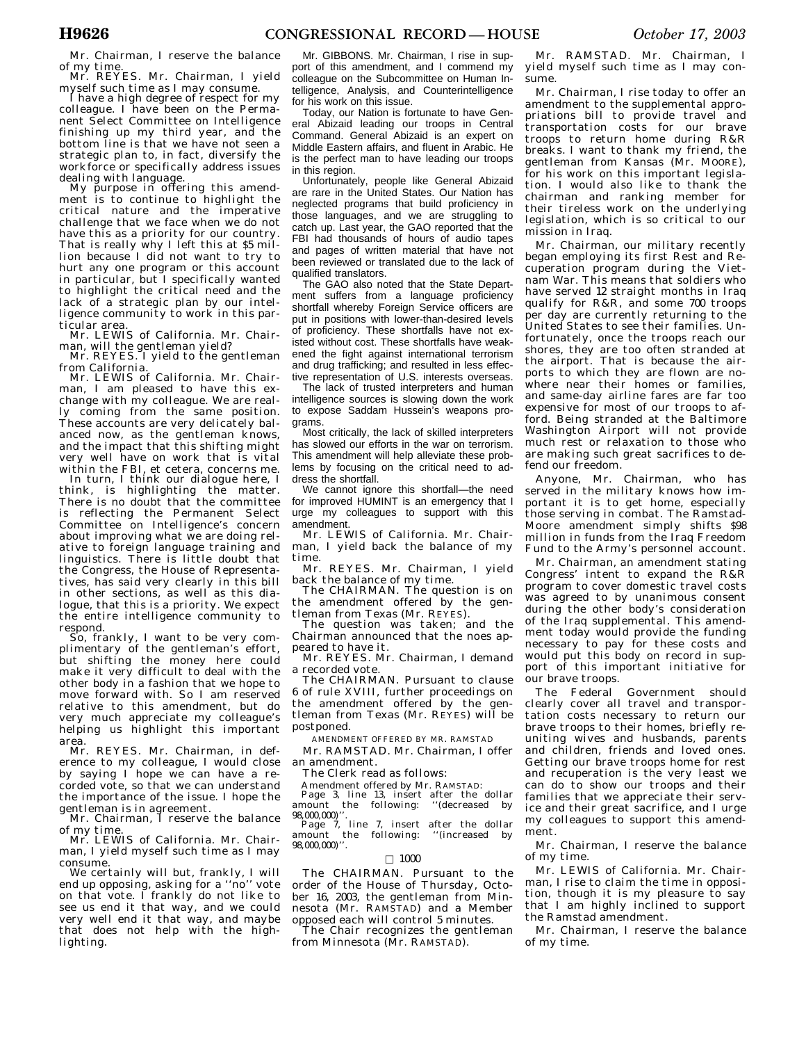Mr. Chairman, I reserve the balance of my time.

Mr. REYES. Mr. Chairman, I yield myself such time as I may consume.

I have a high degree of respect for my colleague. I have been on the Permanent Select Committee on Intelligence finishing up my third year, and the bottom line is that we have not seen a strategic plan to, in fact, diversify the workforce or specifically address issues dealing with language.

My purpose in offering this amendment is to continue to highlight the critical nature and the imperative challenge that we face when we do not have this as a priority for our country. That is really why I left this at $5 million because I did not want to try to hurt any one program or this account in particular, but I specifically wanted to highlight the critical need and the lack of a strategic plan by our intelligence community to work in this particular area.

Mr. LEWIS of California. Mr. Chairman, will the gentleman yield?

Mr. REYES. I yield to the gentleman from California.

Mr. LEWIS of California. Mr. Chairman, I am pleased to have this exchange with my colleague. We are really coming from the same position. These accounts are very delicately balanced now, as the gentleman knows, and the impact that this shifting might very well have on work that is vital within the FBI, et cetera, concerns me.

In turn, I think our dialogue here, I think, is highlighting the matter. There is no doubt that the committee is reflecting the Permanent Select Committee on Intelligence's concern about improving what we are doing relative to foreign language training and linguistics. There is little doubt that the Congress, the House of Representatives, has said very clearly in this bill in other sections, as well as this dialogue, that this is a priority. We expect the entire intelligence community to respond.

So, frankly, I want to be very complimentary of the gentleman's effort, but shifting the money here could make it very difficult to deal with the other body in a fashion that we hope to move forward with. So I am reserved relative to this amendment, but do very much appreciate my colleague's helping us highlight this important area.

Mr. REYES. Mr. Chairman, in deference to my colleague, I would close by saying I hope we can have a recorded vote, so that we can understand the importance of the issue. I hope the gentleman is in agreement.

Mr. Chairman, I reserve the balance of my time.

Mr. LEWIS of California. Mr. Chairman, I yield myself such time as I may consume.

We certainly will but, frankly, I will end up opposing, asking for a ''no'' vote on that vote. I frankly do not like to see us end it that way, and we could very well end it that way, and maybe that does not help with the highlighting.

Mr. GIBBONS. Mr. Chairman, I rise in support of this amendment, and I commend my colleague on the Subcommittee on Human Intelligence, Analysis, and Counterintelligence for his work on this issue.

Today, our Nation is fortunate to have General Abizaid leading our troops in Central Command. General Abizaid is an expert on Middle Eastern affairs, and fluent in Arabic. He is the perfect man to have leading our troops in this region.

Unfortunately, people like General Abizaid are rare in the United States. Our Nation has neglected programs that build proficiency in those languages, and we are struggling to catch up. Last year, the GAO reported that the FBI had thousands of hours of audio tapes and pages of written material that have not been reviewed or translated due to the lack of qualified translators.

The GAO also noted that the State Department suffers from a language proficiency shortfall whereby Foreign Service officers are put in positions with lower-than-desired levels of proficiency. These shortfalls have not existed without cost. These shortfalls have weakened the fight against international terrorism and drug trafficking; and resulted in less effective representation of U.S. interests overseas.

The lack of trusted interpreters and human intelligence sources is slowing down the work to expose Saddam Hussein's weapons programs.

Most critically, the lack of skilled interpreters has slowed our efforts in the war on terrorism. This amendment will help alleviate these problems by focusing on the critical need to address the shortfall.

We cannot ignore this shortfall—the need for improved HUMINT is an emergency that I urge my colleagues to support with this amendment.

Mr. LEWIS of California. Mr. Chairman, I yield back the balance of my time.

Mr. REYES. Mr. Chairman, I yield back the balance of my time.

The CHAIRMAN. The question is on the amendment offered by the gentleman from Texas (Mr. REYES).

The question was taken; and the Chairman announced that the noes appeared to have it.

Mr. REYES. Mr. Chairman, I demand a recorded vote.

The CHAIRMAN. Pursuant to clause 6 of rule XVIII, further proceedings on the amendment offered by the gentleman from Texas (Mr. REYES) will be postponed.

AMENDMENT OFFERED BY MR. RAMSTAD

Mr. RAMSTAD. Mr. Chairman, I offer an amendment.

The Clerk read as follows:

Amendment offered by Mr. RAMSTAD:

Page 3, line 13, insert after the dollar amount the following: ''(decreased by 98,000,000)''.

Page 7, line 7, insert after the dollar amount the following: ''(increased by 98,000,000)''.

□ 1000

The CHAIRMAN. Pursuant to the order of the House of Thursday, October 16, 2003, the gentleman from Minnesota (Mr. RAMSTAD) and a Member opposed each will control 5 minutes.

The Chair recognizes the gentleman from Minnesota (Mr. RAMSTAD).

Mr. RAMSTAD. Mr. Chairman, I yield myself such time as I may consume.

Mr. Chairman, I rise today to offer an amendment to the supplemental appropriations bill to provide travel and transportation costs for our brave troops to return home during R&R breaks. I want to thank my friend, the gentleman from Kansas (Mr. MOORE), for his work on this important legislation. I would also like to thank the chairman and ranking member for their tireless work on the underlying legislation, which is so critical to our mission in Iraq.

Mr. Chairman, our military recently began employing its first Rest and Recuperation program during the Vietnam War. This means that soldiers who have served 12 straight months in Iraq qualify for R&R, and some 700 troops per day are currently returning to the United States to see their families. Unfortunately, once the troops reach our shores, they are too often stranded at the airport. That is because the airports to which they are flown are nowhere near their homes or families, and same-day airline fares are far too expensive for most of our troops to afford. Being stranded at the Baltimore Washington Airport will not provide much rest or relaxation to those who are making such great sacrifices to defend our freedom.

Anyone, Mr. Chairman, who has served in the military knows how important it is to get home, especially those serving in combat. The Ramstad-Moore amendment simply shifts $98 million in funds from the Iraq Freedom Fund to the Army's personnel account.

Mr. Chairman, an amendment stating Congress' intent to expand the R&R program to cover domestic travel costs was agreed to by unanimous consent during the other body's consideration of the Iraq supplemental. This amendment today would provide the funding necessary to pay for these costs and would put this body on record in support of this important initiative for our brave troops.

The Federal Government should clearly cover all travel and transportation costs necessary to return our brave troops to their homes, briefly reuniting wives and husbands, parents and children, friends and loved ones. Getting our brave troops home for rest and recuperation is the very least we can do to show our troops and their families that we appreciate their service and their great sacrifice, and I urge my colleagues to support this amendment.

Mr. Chairman, I reserve the balance of my time.

Mr. LEWIS of California. Mr. Chairman, I rise to claim the time in opposition, though it is my pleasure to say that I am highly inclined to support the Ramstad amendment.

Mr. Chairman, I reserve the balance of my time.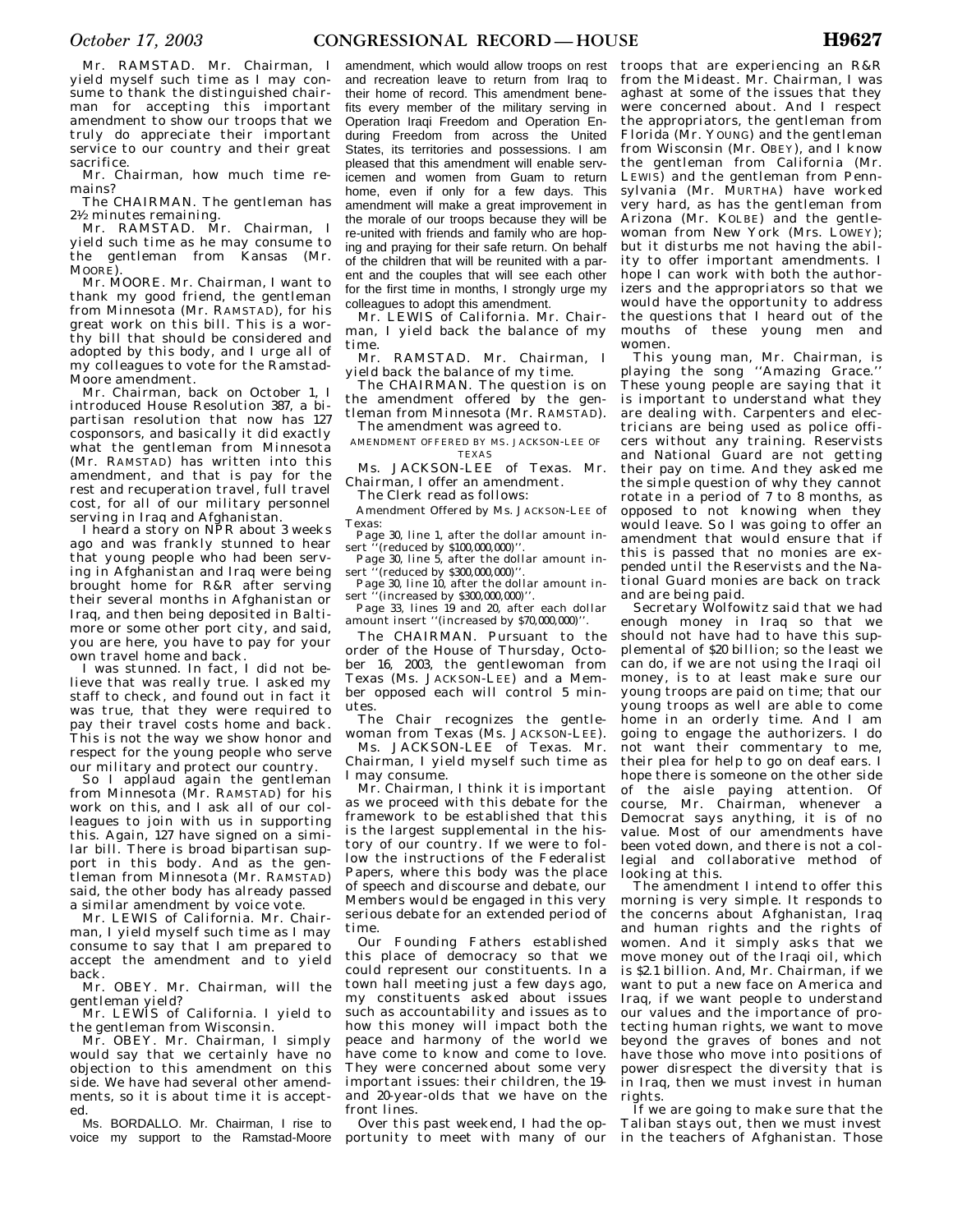Mr. RAMSTAD. Mr. Chairman, I yield myself such time as I may consume to thank the distinguished chairman for accepting this important amendment to show our troops that we truly do appreciate their important service to our country and their great sacrifice.

Mr. Chairman, how much time remains?

The CHAIRMAN. The gentleman has 2½ minutes remaining.

Mr. RAMSTAD. Mr. Chairman, I yield such time as he may consume to the gentleman from Kansas (Mr. MOORE).

Mr. MOORE. Mr. Chairman, I want to thank my good friend, the gentleman from Minnesota (Mr. RAMSTAD), for his great work on this bill. This is a worthy bill that should be considered and adopted by this body, and I urge all of my colleagues to vote for the Ramstad-Moore amendment.

Mr. Chairman, back on October 1, I introduced House Resolution 387, a bipartisan resolution that now has 127 cosponsors, and basically it did exactly what the gentleman from Minnesota (Mr. RAMSTAD) has written into this amendment, and that is pay for the rest and recuperation travel, full travel cost, for all of our military personnel serving in Iraq and Afghanistan.

I heard a story on NPR about 3 weeks ago and was frankly stunned to hear that young people who had been serving in Afghanistan and Iraq were being brought home for R&R after serving their several months in Afghanistan or Iraq, and then being deposited in Baltimore or some other port city, and said, you are here, you have to pay for your own travel home and back.

I was stunned. In fact, I did not believe that was really true. I asked my staff to check, and found out in fact it was true, that they were required to pay their travel costs home and back. This is not the way we show honor and respect for the young people who serve our military and protect our country.

So I applaud again the gentleman from Minnesota (Mr. RAMSTAD) for his work on this, and I ask all of our colleagues to join with us in supporting this. Again, 127 have signed on to a similar bill. There is broad bipartisan support in this body. And as the gentleman from Minnesota (Mr. RAMSTAD) said, the other body has already passed a similar amendment by voice vote.

Mr. LEWIS of California. Mr. Chairman, I yield myself such time as I may consume to say that I am prepared to accept the amendment and to yield back.

Mr. OBEY. Mr. Chairman, will the gentleman yield?

Mr. LEWIS of California. I yield to the gentleman from Wisconsin.

Mr. OBEY. Mr. Chairman, I simply would say that we certainly have no objection to this amendment on this side. We have had several other amendments, so it is about time it is accepted.

Ms. BORDALLO. Mr. Chairman, I rise to voice my support to the Ramstad-Moore amendment, which would allow troops on rest and recreation leave to return from Iraq to their home of record. This amendment benefits every member of the military serving in Operation Iraqi Freedom and Operation Enduring Freedom from across the United States, its territories and possessions. I am pleased that this amendment will enable servicemen and women from Guam to return home, even if only for a few days. This amendment will make a great improvement in the morale of our troops because they will be re-united with friends and family who are hoping and praying for their safe return. On behalf of the children that will be reunited with a parent and the couples that will see each other for the first time in months, I strongly urge my colleagues to adopt this amendment.

Mr. LEWIS of California. Mr. Chairman, I yield back the balance of my time.

Mr. RAMSTAD. Mr. Chairman, I yield back the balance of my time.

The CHAIRMAN. The question is on the amendment offered by the gentleman from Minnesota (Mr. RAMSTAD).

The amendment was agreed to.

AMENDMENT OFFERED BY MS. JACKSON-LEE OF TEXAS

Ms. JACKSON-LEE of Texas. Mr. Chairman, I offer an amendment.

The Clerk read as follows:

Amendment Offered by Ms. JACKSON-LEE of Texas:

Page 30, line 1, after the dollar amount insert ''(reduced by $100,000,000)''.

Page 30, line 5, after the dollar amount insert ''(reduced by $300,000,000)''.

Page 30, line 10, after the dollar amount insert ''(increased by $300,000,000)''.

Page 33, lines 19 and 20, after each dollar amount insert ''(increased by $70,000,000)''.

The CHAIRMAN. Pursuant to the order of the House of Thursday, October 16, 2003, the gentlewoman from Texas (Ms. JACKSON-LEE) and a Member opposed each will control 5 minutes.

The Chair recognizes the gentlewoman from Texas (Ms. JACKSON-LEE).

Ms. JACKSON-LEE of Texas. Mr. Chairman, I yield myself such time as I may consume.

Mr. Chairman, I think it is important as we proceed with this debate for the framework to be established that this is the largest supplemental in the history of our country. If we were to follow the instructions of the Federalist Papers, where this body was the place of speech and discourse and debate, our Members would be engaged in this very serious debate for an extended period of time.

Our Founding Fathers established this place of democracy so that we could represent our constituents. In a town hall meeting just a few days ago, my constituents asked about issues such as accountability and issues as to how this money will impact both the peace and harmony of the world we have come to know and come to love. They were concerned about some very important issues: their children, the 19- and 20-year-olds that we have on the front lines.

Over this past weekend, I had the opportunity to meet with many of our troops that are experiencing an R&R from the Mideast. Mr. Chairman, I was aghast at some of the issues that they were concerned about. And I respect the appropriators, the gentleman from Florida (Mr. YOUNG) and the gentleman from Wisconsin (Mr. OBEY), and I know the gentleman from California (Mr. LEWIS) and the gentleman from Pennsylvania (Mr. MURTHA) have worked very hard, as has the gentleman from Arizona (Mr. KOLBE) and the gentlewoman from New York (Mrs. LOWEY); but it disturbs me not having the ability to offer important amendments. I hope I can work with both the authorizers and the appropriators so that we would have the opportunity to address the questions that I heard out of the mouths of these young men and women.

This young man, Mr. Chairman, is playing the song ''Amazing Grace.'' These young people are saying that it is important to understand what they are dealing with. Carpenters and electricians are being used as police officers without any training. Reservists and National Guard are not getting their pay on time. And they asked me the simple question of why they cannot rotate in a period of 7 to 8 months, as opposed to not knowing when they would leave. So I was going to offer an amendment that would ensure that if this is passed that no monies are expended until the Reservists and the National Guard monies are back on track and are being paid.

Secretary Wolfowitz said that we had enough money in Iraq so that we should not have had to have this supplemental of $20 billion; so the least we can do, if we are not using the Iraqi oil money, is to at least make sure our young troops are paid on time; that our young troops as well are able to come home in an orderly time. And I am going to engage the authorizers. I do not want their commentary to me, their plea for help to go on deaf ears. I hope there is someone on the other side of the aisle paying attention. Of course, Mr. Chairman, whenever a Democrat says anything, it is of no value. Most of our amendments have been voted down, and there is not a collegial and collaborative method of looking at this.

The amendment I intend to offer this morning is very simple. It responds to the concerns about Afghanistan, Iraq and human rights and the rights of women. And it simply asks that we move money out of the Iraqi oil, which is $2.1 billion. And, Mr. Chairman, if we want to put a new face on America and Iraq, if we want people to understand our values and the importance of protecting human rights, we want to move beyond the graves of bones and not have those who move into positions of power disrespect the diversity that is in Iraq, then we must invest in human rights.

If we are going to make sure that the Taliban stays out, then we must invest in the teachers of Afghanistan. Those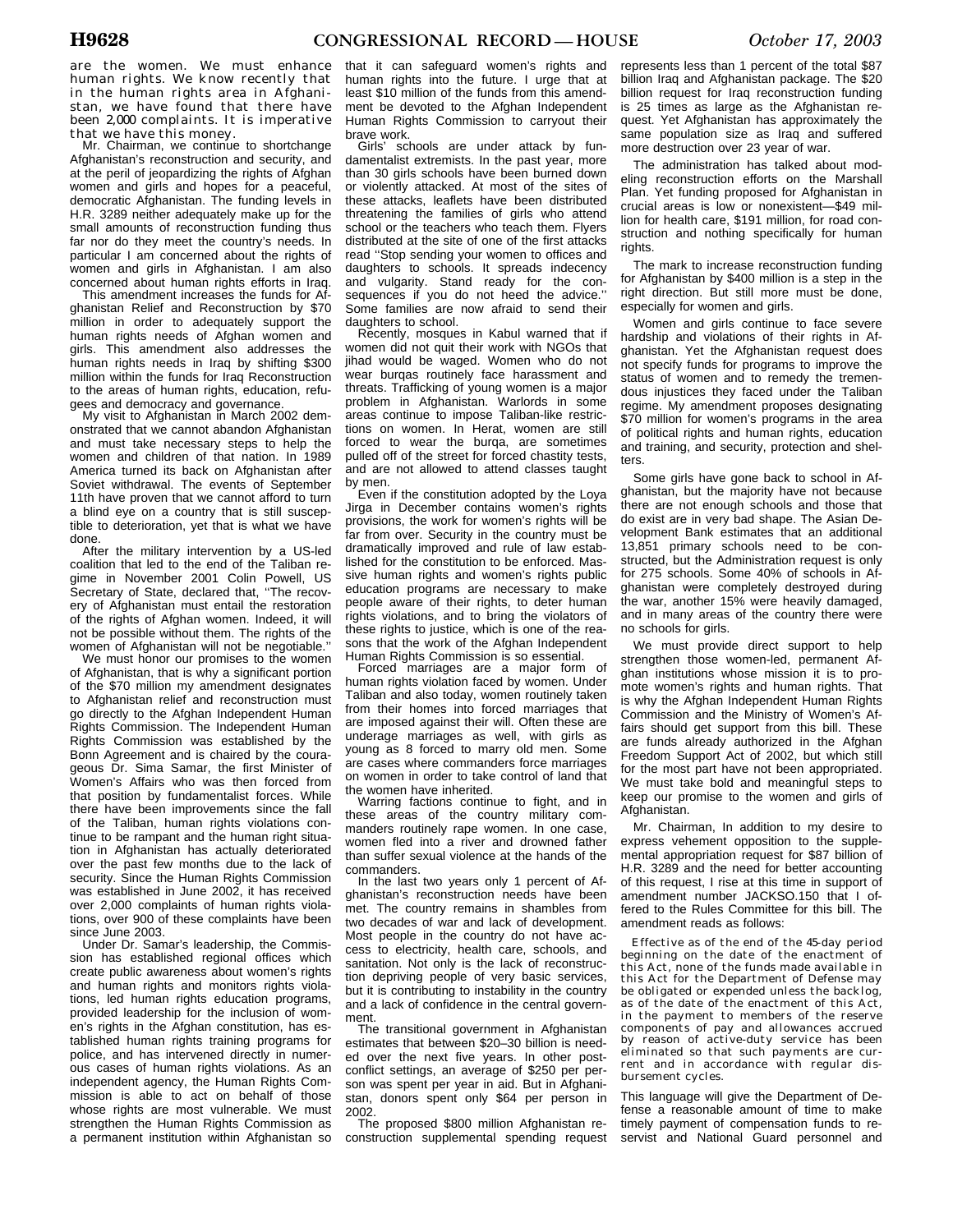are the women. We must enhance human rights. We know recently that in the human rights area in Afghanistan, we have found that there have been 2,000 complaints. It is imperative that we have this money.

Mr. Chairman, we continue to shortchange Afghanistan's reconstruction and security, and at the peril of jeopardizing the rights of Afghan women and girls and hopes for a peaceful, democratic Afghanistan. The funding levels in H.R. 3289 neither adequately make up for the small amounts of reconstruction funding thus far nor do they meet the country's needs. In particular I am concerned about the rights of women and girls in Afghanistan. I am also concerned about human rights efforts in Iraq.

This amendment increases the funds for Afghanistan Relief and Reconstruction by $70 million in order to adequately support the human rights needs of Afghan women and girls. This amendment also addresses the human rights needs in Iraq by shifting $300 million within the funds for Iraq Reconstruction to the areas of human rights, education, refugees and democracy and governance.

My visit to Afghanistan in March 2002 demonstrated that we cannot abandon Afghanistan and must take necessary steps to help the women and children of that nation. In 1989 America turned its back on Afghanistan after Soviet withdrawal. The events of September 11th have proven that we cannot afford to turn a blind eye on a country that is still susceptible to deterioration, yet that is what we have done.

After the military intervention by a US-led coalition that led to the end of the Taliban regime in November 2001 Colin Powell, US Secretary of State, declared that, "The recovery of Afghanistan must entail the restoration of the rights of Afghan women. Indeed, it will not be possible without them. The rights of the women of Afghanistan will not be negotiable."

We must honor our promises to the women of Afghanistan, that is why a significant portion of the $70 million my amendment designates to Afghanistan relief and reconstruction must go directly to the Afghan Independent Human Rights Commission. The Independent Human Rights Commission was established by the Bonn Agreement and is chaired by the courageous Dr. Sima Samar, the first Minister of Women's Affairs who was then forced from that position by fundamentalist forces. While there have been improvements since the fall of the Taliban, human rights violations continue to be rampant and the human right situation in Afghanistan has actually deteriorated over the past few months due to the lack of security. Since the Human Rights Commission was established in June 2002, it has received over 2,000 complaints of human rights violations, over 900 of these complaints have been since June 2003.

Under Dr. Samar's leadership, the Commission has established regional offices which create public awareness about women's rights and human rights and monitors rights violations, led human rights education programs, provided leadership for the inclusion of women's rights in the Afghan constitution, has established human rights training programs for police, and has intervened directly in numerous cases of human rights violations. As an independent agency, the Human Rights Commission is able to act on behalf of those whose rights are most vulnerable. We must strengthen the Human Rights Commission as a permanent institution within Afghanistan so that it can safeguard women's rights and human rights into the future. I urge that at least $10 million of the funds from this amendment be devoted to the Afghan Independent Human Rights Commission to carryout their brave work.

Girls' schools are under attack by fundamentalist extremists. In the past year, more than 30 girls schools have been burned down or violently attacked. At most of the sites of these attacks, leaflets have been distributed threatening the families of girls who attend school or the teachers who teach them. Flyers distributed at the site of one of the first attacks read "Stop sending your women to offices and daughters to schools. It spreads indecency and vulgarity. Stand ready for the consequences if you do not heed the advice." Some families are now afraid to send their daughters to school.

Recently, mosques in Kabul warned that if women did not quit their work with NGOs that jihad would be waged. Women who do not wear burqas routinely face harassment and threats. Trafficking of young women is a major problem in Afghanistan. Warlords in some areas continue to impose Taliban-like restrictions on women. In Herat, women are still forced to wear the burqa, are sometimes pulled off of the street for forced chastity tests, and are not allowed to attend classes taught by men.

Even if the constitution adopted by the Loya Jirga in December contains women's rights provisions, the work for women's rights will be far from over. Security in the country must be dramatically improved and rule of law established for the constitution to be enforced. Massive human rights and women's rights public education programs are necessary to make people aware of their rights, to deter human rights violations, and to bring the violators of these rights to justice, which is one of the reasons that the work of the Afghan Independent Human Rights Commission is so essential.

Forced marriages are a major form of human rights violation faced by women. Under Taliban and also today, women routinely taken from their homes into forced marriages that are imposed against their will. Often these are underage marriages as well, with girls as young as 8 forced to marry old men. Some are cases where commanders force marriages on women in order to take control of land that the women have inherited.

Warring factions continue to fight, and in these areas of the country military commanders routinely rape women. In one case, women fled into a river and drowned father than suffer sexual violence at the hands of the commanders.

In the last two years only 1 percent of Afghanistan's reconstruction needs have been met. The country remains in shambles from two decades of war and lack of development. Most people in the country do not have access to electricity, health care, schools, and sanitation. Not only is the lack of reconstruction depriving people of very basic services, but it is contributing to instability in the country and a lack of confidence in the central government.

The transitional government in Afghanistan estimates that between $20–30 billion is needed over the next five years. In other post-conflict settings, an average of $250 per person was spent per year in aid. But in Afghanistan, donors spent only $64 per person in 2002.

The proposed $800 million Afghanistan reconstruction supplemental spending request represents less than 1 percent of the total $87 billion Iraq and Afghanistan package. The $20 billion request for Iraq reconstruction funding is 25 times as large as the Afghanistan request. Yet Afghanistan has approximately the same population size as Iraq and suffered more destruction over 23 year of war.

The administration has talked about modeling reconstruction efforts on the Marshall Plan. Yet funding proposed for Afghanistan in crucial areas is low or nonexistent—$49 million for health care, $191 million, for road construction and nothing specifically for human rights.

The mark to increase reconstruction funding for Afghanistan by $400 million is a step in the right direction. But still more must be done, especially for women and girls.

Women and girls continue to face severe hardship and violations of their rights in Afghanistan. Yet the Afghanistan request does not specify funds for programs to improve the status of women and to remedy the tremendous injustices they faced under the Taliban regime. My amendment proposes designating $70 million for women's programs in the area of political rights and human rights, education and training, and security, protection and shelters.

Some girls have gone back to school in Afghanistan, but the majority have not because there are not enough schools and those that do exist are in very bad shape. The Asian Development Bank estimates that an additional 13,851 primary schools need to be constructed, but the Administration request is only for 275 schools. Some 40% of schools in Afghanistan were completely destroyed during the war, another 15% were heavily damaged, and in many areas of the country there were no schools for girls.

We must provide direct support to help strengthen those women-led, permanent Afghan institutions whose mission it is to promote women's rights and human rights. That is why the Afghan Independent Human Rights Commission and the Ministry of Women's Affairs should get support from this bill. These are funds already authorized in the Afghan Freedom Support Act of 2002, but which still for the most part have not been appropriated. We must take bold and meaningful steps to keep our promise to the women and girls of Afghanistan.

Mr. Chairman, In addition to my desire to express vehement opposition to the supplemental appropriation request for $87 billion of H.R. 3289 and the need for better accounting of this request, I rise at this time in support of amendment number JACKSO.150 that I offered to the Rules Committee for this bill. The amendment reads as follows:

> Effective as of the end of the 45-day period beginning on the date of the enactment of this Act, none of the funds made available in this Act for the Department of Defense may be obligated or expended unless the backlog, as of the date of the enactment of this Act, in the payment to members of the reserve components of pay and allowances accrued by reason of active-duty service has been eliminated so that such payments are current and in accordance with regular disbursement cycles.

This language will give the Department of Defense a reasonable amount of time to make timely payment of compensation funds to reservist and National Guard personnel and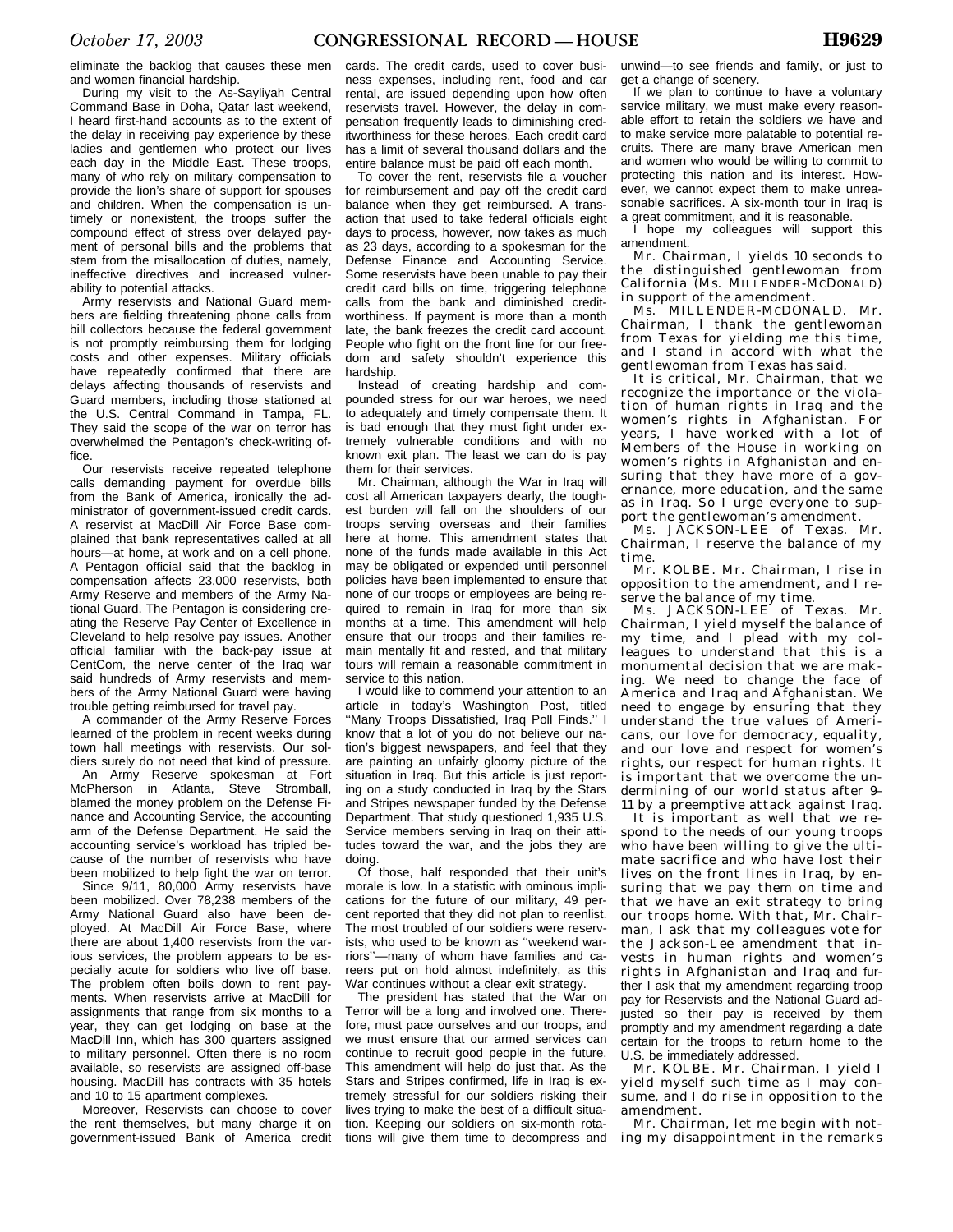eliminate the backlog that causes these men and women financial hardship.

During my visit to the As-Sayliyah Central Command Base in Doha, Qatar last weekend, I heard first-hand accounts as to the extent of the delay in receiving pay experience by these ladies and gentlemen who protect our lives each day in the Middle East. These troops, many of who rely on military compensation to provide the lion's share of support for spouses and children. When the compensation is untimely or nonexistent, the troops suffer the compound effect of stress over delayed payment of personal bills and the problems that stem from the misallocation of duties, namely, ineffective directives and increased vulnerability to potential attacks.

Army reservists and National Guard members are fielding threatening phone calls from bill collectors because the federal government is not promptly reimbursing them for lodging costs and other expenses. Military officials have repeatedly confirmed that there are delays affecting thousands of reservists and Guard members, including those stationed at the U.S. Central Command in Tampa, FL. They said the scope of the war on terror has overwhelmed the Pentagon's check-writing office.

Our reservists receive repeated telephone calls demanding payment for overdue bills from the Bank of America, ironically the administrator of government-issued credit cards. A reservist at MacDill Air Force Base complained that bank representatives called at all hours—at home, at work and on a cell phone. A Pentagon official said that the backlog in compensation affects 23,000 reservists, both Army Reserve and members of the Army National Guard. The Pentagon is considering creating the Reserve Pay Center of Excellence in Cleveland to help resolve pay issues. Another official familiar with the back-pay issue at CentCom, the nerve center of the Iraq war said hundreds of Army reservists and members of the Army National Guard were having trouble getting reimbursed for travel pay.

A commander of the Army Reserve Forces learned of the problem in recent weeks during town hall meetings with reservists. Our soldiers surely do not need that kind of pressure.

An Army Reserve spokesman at Fort McPherson in Atlanta, Steve Stromball, blamed the money problem on the Defense Finance and Accounting Service, the accounting arm of the Defense Department. He said the accounting service's workload has tripled because of the number of reservists who have been mobilized to help fight the war on terror.

Since 9/11, 80,000 Army reservists have been mobilized. Over 78,238 members of the Army National Guard also have been deployed. At MacDill Air Force Base, where there are about 1,400 reservists from the various services, the problem appears to be especially acute for soldiers who live off base. The problem often boils down to rent payments. When reservists arrive at MacDill for assignments that range from six months to a year, they can get lodging on base at the MacDill Inn, which has 300 quarters assigned to military personnel. Often there is no room available, so reservists are assigned off-base housing. MacDill has contracts with 35 hotels and 10 to 15 apartment complexes.

Moreover, Reservists can choose to cover the rent themselves, but many charge it on government-issued Bank of America credit cards. The credit cards, used to cover business expenses, including rent, food and car rental, are issued depending upon how often reservists travel. However, the delay in compensation frequently leads to diminishing creditworthiness for these heroes. Each credit card has a limit of several thousand dollars and the entire balance must be paid off each month.

To cover the rent, reservists file a voucher for reimbursement and pay off the credit card balance when they get reimbursed. A transaction that used to take federal officials eight days to process, however, now takes as much as 23 days, according to a spokesman for the Defense Finance and Accounting Service. Some reservists have been unable to pay their credit card bills on time, triggering telephone calls from the bank and diminished creditworthiness. If payment is more than a month late, the bank freezes the credit card account. People who fight on the front line for our freedom and safety shouldn't experience this hardship.

Instead of creating hardship and compounded stress for our war heroes, we need to adequately and timely compensate them. It is bad enough that they must fight under extremely vulnerable conditions and with no known exit plan. The least we can do is pay them for their services.

Mr. Chairman, although the War in Iraq will cost all American taxpayers dearly, the toughest burden will fall on the shoulders of our troops serving overseas and their families here at home. This amendment states that none of the funds made available in this Act may be obligated or expended until personnel policies have been implemented to ensure that none of our troops or employees are being required to remain in Iraq for more than six months at a time. This amendment will help ensure that our troops and their families remain mentally fit and rested, and that military tours will remain a reasonable commitment in service to this nation.

I would like to commend your attention to an article in today's Washington Post, titled "Many Troops Dissatisfied, Iraq Poll Finds." I know that a lot of you do not believe our nation's biggest newspapers, and feel that they are painting an unfairly gloomy picture of the situation in Iraq. But this article is just reporting on a study conducted in Iraq by the Stars and Stripes newspaper funded by the Defense Department. That study questioned 1,935 U.S. Service members serving in Iraq on their attitudes toward the war, and the jobs they are doing.

Of those, half responded that their unit's morale is low. In a statistic with ominous implications for the future of our military, 49 percent reported that they did not plan to reenlist. The most troubled of our soldiers were reservists, who used to be known as "weekend warriors"—many of whom have families and careers put on hold almost indefinitely, as this War continues without a clear exit strategy.

The president has stated that the War on Terror will be a long and involved one. Therefore, must pace ourselves and our troops, and we must ensure that our armed services can continue to recruit good people in the future. This amendment will help do just that. As the Stars and Stripes confirmed, life in Iraq is extremely stressful for our soldiers risking their lives trying to make the best of a difficult situation. Keeping our soldiers on six-month rotations will give them time to decompress and unwind—to see friends and family, or just to get a change of scenery.

If we plan to continue to have a voluntary service military, we must make every reasonable effort to retain the soldiers we have and to make service more palatable to potential recruits. There are many brave American men and women who would be willing to commit to protecting this nation and its interest. However, we cannot expect them to make unreasonable sacrifices. A six-month tour in Iraq is a great commitment, and it is reasonable.

I hope my colleagues will support this amendment.

Mr. Chairman, I yields 10 seconds to the distinguished gentlewoman from California (Ms. MILLENDER-MCDONALD) in support of the amendment.

Ms. MILLENDER-MCDONALD. Mr. Chairman, I thank the gentlewoman from Texas for yielding me this time, and I stand in accord with what the gentlewoman from Texas has said.

It is critical, Mr. Chairman, that we recognize the importance or the violation of human rights in Iraq and the women's rights in Afghanistan. For years, I have worked with a lot of Members of the House in working on women's rights in Afghanistan and ensuring that they have more of a governance, more education, and the same as in Iraq. So I urge everyone to support the gentlewoman's amendment.

Ms. JACKSON-LEE of Texas. Mr. Chairman, I reserve the balance of my time.

Mr. KOLBE. Mr. Chairman, I rise in opposition to the amendment, and I reserve the balance of my time.

Ms. JACKSON-LEE of Texas. Mr. Chairman, I yield myself the balance of my time, and I plead with my colleagues to understand that this is a monumental decision that we are making. We need to change the face of America and Iraq and Afghanistan. We need to engage by ensuring that they understand the true values of Americans, our love for democracy, equality, and our love and respect for women's rights, our respect for human rights. It is important that we overcome the undermining of our world status after 9–11 by a preemptive attack against Iraq.

It is important as well that we respond to the needs of our young troops who have been willing to give the ultimate sacrifice and who have lost their lives on the front lines in Iraq, by ensuring that we pay them on time and that we have an exit strategy to bring our troops home. With that, Mr. Chairman, I ask that my colleagues vote for the Jackson-Lee amendment that invests in human rights and women's rights in Afghanistan and Iraq and further I ask that my amendment regarding troop pay for Reservists and the National Guard adjusted so their pay is received by them promptly and my amendment regarding a date certain for the troops to return home to the U.S. be immediately addressed.

Mr. KOLBE. Mr. Chairman, I yield I yield myself such time as I may consume, and I do rise in opposition to the amendment.

Mr. Chairman, let me begin with noting my disappointment in the remarks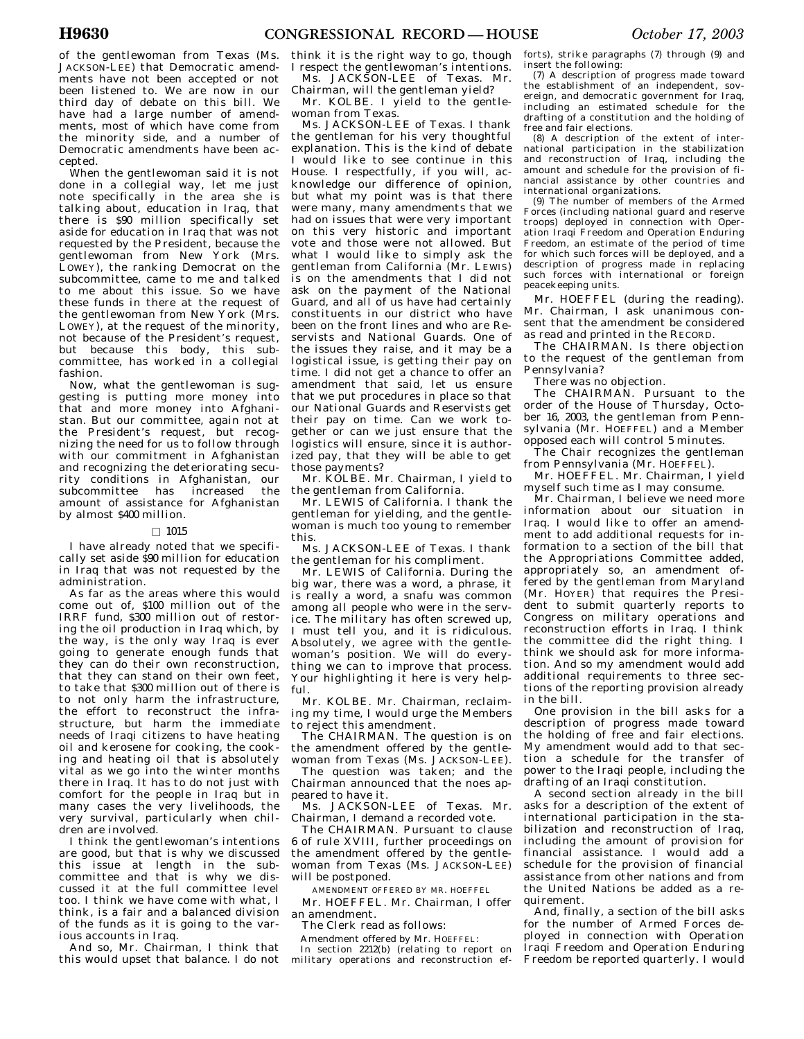of the gentlewoman from Texas (Ms. JACKSON-LEE) that Democratic amendments have not been accepted or not been listened to. We are now in our third day of debate on this bill. We have had a large number of amendments, most of which have come from the minority side, and a number of Democratic amendments have been accepted.

When the gentlewoman said it is not done in a collegial way, let me just note specifically in the area she is talking about, education in Iraq, that there is $90 million specifically set aside for education in Iraq that was not requested by the President, because the gentlewoman from New York (Mrs. LOWEY), the ranking Democrat on the subcommittee, came to me and talked to me about this issue. So we have these funds in there at the request of the gentlewoman from New York (Mrs. LOWEY), at the request of the minority, not because of the President's request, but because this body, this subcommittee, has worked in a collegial fashion.

Now, what the gentlewoman is suggesting is putting more money into that and more money into Afghanistan. But our committee, again not at the President's request, but recognizing the need for us to follow through with our commitment in Afghanistan and recognizing the deteriorating security conditions in Afghanistan, our subcommittee has increased the amount of assistance for Afghanistan by almost $400 million.

□ 1015

I have already noted that we specifically set aside $90 million for education in Iraq that was not requested by the administration.

As far as the areas where this would come out of, $100 million out of the IRRF fund, $300 million out of restoring the oil production in Iraq which, by the way, is the only way Iraq is ever going to generate enough funds that they can do their own reconstruction, that they can stand on their own feet, to take that $300 million out of there is to not only harm the infrastructure, the effort to reconstruct the infrastructure, but harm the immediate needs of Iraqi citizens to have heating oil and kerosene for cooking, the cooking and heating oil that is absolutely vital as we go into the winter months there in Iraq. It has to do not just with comfort for the people in Iraq but in many cases the very livelihoods, the very survival, particularly when children are involved.

I think the gentlewoman's intentions are good, but that is why we discussed this issue at length in the subcommittee and that is why we discussed it at the full committee level too. I think we have come with what, I think, is a fair and a balanced division of the funds as it is going to the various accounts in Iraq.

And so, Mr. Chairman, I think that this would upset that balance. I do not think it is the right way to go, though I respect the gentlewoman's intentions.

Ms. JACKSON-LEE of Texas. Mr. Chairman, will the gentleman yield?

Mr. KOLBE. I yield to the gentlewoman from Texas.

Ms. JACKSON-LEE of Texas. I thank the gentleman for his very thoughtful explanation. This is the kind of debate I would like to see continue in this House. I respectfully, if you will, acknowledge our difference of opinion, but what my point was is that there were many, many amendments that we had on issues that were very important on this very historic and important vote and those were not allowed. But what I would like to simply ask the gentleman from California (Mr. LEWIS) is on the amendments that I did not ask on the payment of the National Guard, and all of us have had certainly constituents in our district who have been on the front lines and who are Reservists and National Guards. One of the issues they raise, and it may be a logistical issue, is getting their pay on time. I did not get a chance to offer an amendment that said, let us ensure that we put procedures in place so that our National Guards and Reservists get their pay on time. Can we work together or can we just ensure that the logistics will ensure, since it is authorized pay, that they will be able to get those payments?

Mr. KOLBE. Mr. Chairman, I yield to the gentleman from California.

Mr. LEWIS of California. I thank the gentleman for yielding, and the gentlewoman is much too young to remember this.

Ms. JACKSON-LEE of Texas. I thank the gentleman for his compliment.

Mr. LEWIS of California. During the big war, there was a word, a phrase, it is really a word, a snafu was common among all people who were in the service. The military has often screwed up, I must tell you, and it is ridiculous. Absolutely, we agree with the gentlewoman's position. We will do everything we can to improve that process. Your highlighting it here is very helpful.

Mr. KOLBE. Mr. Chairman, reclaiming my time, I would urge the Members to reject this amendment.

The CHAIRMAN. The question is on the amendment offered by the gentlewoman from Texas (Ms. JACKSON-LEE).

The question was taken; and the Chairman announced that the noes appeared to have it.

Ms. JACKSON-LEE of Texas. Mr. Chairman, I demand a recorded vote.

The CHAIRMAN. Pursuant to clause 6 of rule XVIII, further proceedings on the amendment offered by the gentlewoman from Texas (Ms. JACKSON-LEE) will be postponed.

AMENDMENT OFFERED BY MR. HOEFFEL

Mr. HOEFFEL. Mr. Chairman, I offer an amendment.

The Clerk read as follows:

Amendment offered by Mr. HOEFFEL:

In section 2212(b) (relating to report on military operations and reconstruction efforts), strike paragraphs (7) through (9) and insert the following:

(7) A description of progress made toward the establishment of an independent, sovereign, and democratic government for Iraq, including an estimated schedule for the drafting of a constitution and the holding of free and fair elections.

(8) A description of the extent of international participation in the stabilization and reconstruction of Iraq, including the amount and schedule for the provision of financial assistance by other countries and international organizations.

(9) The number of members of the Armed Forces (including national guard and reserve troops) deployed in connection with Operation Iraqi Freedom and Operation Enduring Freedom, an estimate of the period of time for which such forces will be deployed, and a description of progress made in replacing such forces with international or foreign peacekeeping units.

Mr. HOEFFEL (during the reading). Mr. Chairman, I ask unanimous consent that the amendment be considered as read and printed in the RECORD.

The CHAIRMAN. Is there objection to the request of the gentleman from Pennsylvania?

There was no objection.

The CHAIRMAN. Pursuant to the order of the House of Thursday, October 16, 2003, the gentleman from Pennsylvania (Mr. HOEFFEL) and a Member opposed each will control 5 minutes.

The Chair recognizes the gentleman from Pennsylvania (Mr. HOEFFEL).

Mr. HOEFFEL. Mr. Chairman, I yield myself such time as I may consume.

Mr. Chairman, I believe we need more information about our situation in Iraq. I would like to offer an amendment to add additional requests for information to a section of the bill that the Appropriations Committee added, appropriately so, an amendment offered by the gentleman from Maryland (Mr. HOYER) that requires the President to submit quarterly reports to Congress on military operations and reconstruction efforts in Iraq. I think the committee did the right thing. I think we should ask for more information. And so my amendment would add additional requirements to three sections of the reporting provision already in the bill.

One provision in the bill asks for a description of progress made toward the holding of free and fair elections. My amendment would add to that section a schedule for the transfer of power to the Iraqi people, including the drafting of an Iraqi constitution.

A second section already in the bill asks for a description of the extent of international participation in the stabilization and reconstruction of Iraq, including the amount of provision for financial assistance. I would add a schedule for the provision of financial assistance from other nations and from the United Nations be added as a requirement.

And, finally, a section of the bill asks for the number of Armed Forces deployed in connection with Operation Iraqi Freedom and Operation Enduring Freedom be reported quarterly. I would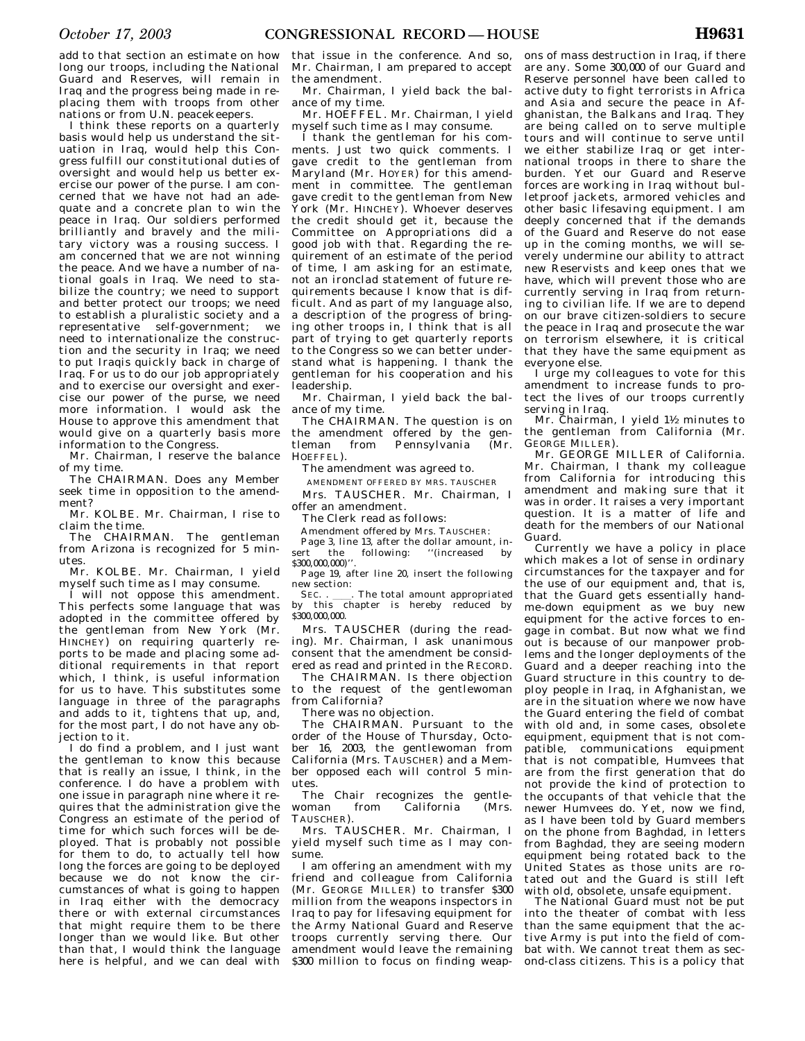add to that section an estimate on how long our troops, including the National Guard and Reserves, will remain in Iraq and the progress being made in replacing them with troops from other nations or from U.N. peacekeepers.

I think these reports on a quarterly basis would help us understand the situation in Iraq, would help this Congress fulfill our constitutional duties of oversight and would help us better exercise our power of the purse. I am concerned that we have not had an adequate and a concrete plan to win the peace in Iraq. Our soldiers performed brilliantly and bravely and the military victory was a rousing success. I am concerned that we are not winning the peace. And we have a number of national goals in Iraq. We need to stabilize the country; we need to support and better protect our troops; we need to establish a pluralistic society and a representative self-government; we need to internationalize the construction and the security in Iraq; we need to put Iraqis quickly back in charge of Iraq. For us to do our job appropriately and to exercise our oversight and exercise our power of the purse, we need more information. I would ask the House to approve this amendment that would give on a quarterly basis more information to the Congress.

Mr. Chairman, I reserve the balance of my time.

The CHAIRMAN. Does any Member seek time in opposition to the amendment?

Mr. KOLBE. Mr. Chairman, I rise to claim the time.

The CHAIRMAN. The gentleman from Arizona is recognized for 5 minutes.

Mr. KOLBE. Mr. Chairman, I yield myself such time as I may consume.

I will not oppose this amendment. This perfects some language that was adopted in the committee offered by the gentleman from New York (Mr. HINCHEY) on requiring quarterly reports to be made and placing some additional requirements in that report which, I think, is useful information for us to have. This substitutes some language in three of the paragraphs and adds to it, tightens that up, and, for the most part, I do not have any objection to it.

I do find a problem, and I just want the gentleman to know this because that is really an issue, I think, in the conference. I do have a problem with one issue in paragraph nine where it requires that the administration give the Congress an estimate of the period of time for which such forces will be deployed. That is probably not possible for them to do, to actually tell how long the forces are going to be deployed because we do not know the circumstances of what is going to happen in Iraq either with the democracy there or with external circumstances that might require them to be there longer than we would like. But other than that, I would think the language here is helpful, and we can deal with that issue in the conference. And so, Mr. Chairman, I am prepared to accept the amendment.

Mr. Chairman, I yield back the balance of my time.

Mr. HOEFFEL. Mr. Chairman, I yield myself such time as I may consume.

I thank the gentleman for his comments. Just two quick comments. I gave credit to the gentleman from Maryland (Mr. HOYER) for this amendment in committee. The gentleman gave credit to the gentleman from New York (Mr. HINCHEY). Whoever deserves the credit should get it, because the Committee on Appropriations did a good job with that. Regarding the requirement of an estimate of the period of time, I am asking for an estimate, not an ironclad statement of future requirements because I know that is difficult. And as part of my language also, a description of the progress of bringing other troops in, I think that is all part of trying to get quarterly reports to the Congress so we can better understand what is happening. I thank the gentleman for his cooperation and his leadership.

Mr. Chairman, I yield back the balance of my time.

The CHAIRMAN. The question is on the amendment offered by the gentleman from Pennsylvania (Mr. HOEFFEL).

The amendment was agreed to.

AMENDMENT OFFERED BY MRS. TAUSCHER

Mrs. TAUSCHER. Mr. Chairman, I offer an amendment.

The Clerk read as follows:

Amendment offered by Mrs. TAUSCHER:

Page 3, line 13, after the dollar amount, insert the following: ''(increased by $300,000,000)''.

Page 19, after line 20, insert the following new section:

SEC. \_\_\_\_. The total amount appropriated by this chapter is hereby reduced by $300,000,000.

Mrs. TAUSCHER (during the reading). Mr. Chairman, I ask unanimous consent that the amendment be considered as read and printed in the RECORD.

The CHAIRMAN. Is there objection to the request of the gentlewoman from California?

There was no objection.

The CHAIRMAN. Pursuant to the order of the House of Thursday, October 16, 2003, the gentlewoman from California (Mrs. TAUSCHER) and a Member opposed each will control 5 minutes.

The Chair recognizes the gentlewoman from California (Mrs. TAUSCHER).

Mrs. TAUSCHER. Mr. Chairman, I yield myself such time as I may consume.

I am offering an amendment with my friend and colleague from California (Mr. GEORGE MILLER) to transfer $300 million from the weapons inspectors in Iraq to pay for lifesaving equipment for the Army National Guard and Reserve troops currently serving there. Our amendment would leave the remaining $300 million to focus on finding weapons of mass destruction in Iraq, if there are any. Some 300,000 of our Guard and Reserve personnel have been called to active duty to fight terrorists in Africa and Asia and secure the peace in Afghanistan, the Balkans and Iraq. They are being called on to serve multiple tours and will continue to serve until we either stabilize Iraq or get international troops in there to share the burden. Yet our Guard and Reserve forces are working in Iraq without bulletproof jackets, armored vehicles and other basic lifesaving equipment. I am deeply concerned that if the demands of the Guard and Reserve do not ease up in the coming months, we will severely undermine our ability to attract new Reservists and keep ones that we have, which will prevent those who are currently serving in Iraq from returning to civilian life. If we are to depend on our brave citizen-soldiers to secure the peace in Iraq and prosecute the war on terrorism elsewhere, it is critical that they have the same equipment as everyone else.

I urge my colleagues to vote for this amendment to increase funds to protect the lives of our troops currently serving in Iraq.

Mr. Chairman, I yield 1½ minutes to the gentleman from California (Mr. GEORGE MILLER).

Mr. GEORGE MILLER of California. Mr. Chairman, I thank my colleague from California for introducing this amendment and making sure that it was in order. It raises a very important question. It is a matter of life and death for the members of our National Guard.

Currently we have a policy in place which makes a lot of sense in ordinary circumstances for the taxpayer and for the use of our equipment and, that is, that the Guard gets essentially hand-me-down equipment as we buy new equipment for the active forces to engage in combat. But now what we find out is because of our manpower problems and the longer deployments of the Guard and a deeper reaching into the Guard structure in this country to deploy people in Iraq, in Afghanistan, we are in the situation where we now have the Guard entering the field of combat with old and, in some cases, obsolete equipment, equipment that is not compatible, communications equipment that is not compatible, Humvees that are from the first generation that do not provide the kind of protection to the occupants of that vehicle that the newer Humvees do. Yet, now we find, as I have been told by Guard members on the phone from Baghdad, in letters from Baghdad, they are seeing modern equipment being rotated back to the United States as those units are rotated out and the Guard is still left with old, obsolete, unsafe equipment.

The National Guard must not be put into the theater of combat with less than the same equipment that the active Army is put into the field of combat with. We cannot treat them as second-class citizens. This is a policy that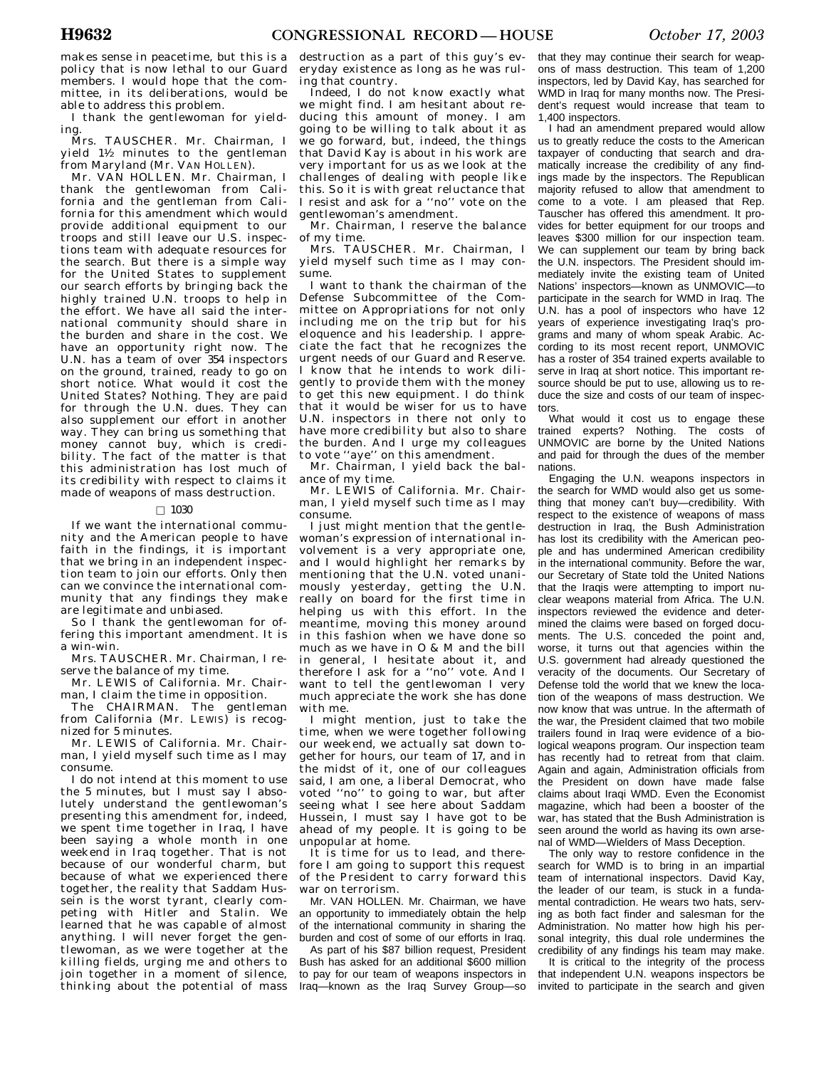makes sense in peacetime, but this is a policy that is now lethal to our Guard members. I would hope that the committee, in its deliberations, would be able to address this problem.

I thank the gentlewoman for yielding.

Mrs. TAUSCHER. Mr. Chairman, I yield 1½ minutes to the gentleman from Maryland (Mr. VAN HOLLEN).

Mr. VAN HOLLEN. Mr. Chairman, I thank the gentlewoman from California and the gentleman from California for this amendment which would provide additional equipment to our troops and still leave our U.S. inspections team with adequate resources for the search. But there is a simple way for the United States to supplement our search efforts by bringing back the highly trained U.N. troops to help in the effort. We have all said the international community should share in the burden and share in the cost. We have an opportunity right now. The U.N. has a team of over 354 inspectors on the ground, trained, ready to go on short notice. What would it cost the United States? Nothing. They are paid for through the U.N. dues. They can also supplement our effort in another way. They can bring us something that money cannot buy, which is credibility. The fact of the matter is that this administration has lost much of its credibility with respect to claims it made of weapons of mass destruction.

□ 1030

If we want the international community and the American people to have faith in the findings, it is important that we bring in an independent inspection team to join our efforts. Only then can we convince the international community that any findings they make are legitimate and unbiased.

So I thank the gentlewoman for offering this important amendment. It is a win-win.

Mrs. TAUSCHER. Mr. Chairman, I reserve the balance of my time.

Mr. LEWIS of California. Mr. Chairman, I claim the time in opposition.

The CHAIRMAN. The gentleman from California (Mr. LEWIS) is recognized for 5 minutes.

Mr. LEWIS of California. Mr. Chairman, I yield myself such time as I may consume.

I do not intend at this moment to use the 5 minutes, but I must say I absolutely understand the gentlewoman's presenting this amendment for, indeed, we spent time together in Iraq, I have been saying a whole month in one weekend in Iraq together. That is not because of our wonderful charm, but because of what we experienced there together, the reality that Saddam Hussein is the worst tyrant, clearly competing with Hitler and Stalin. We learned that he was capable of almost anything. I will never forget the gentlewoman, as we were together at the killing fields, urging me and others to join together in a moment of silence, thinking about the potential of mass destruction as a part of this guy's everyday existence as long as he was ruling that country.

Indeed, I do not know exactly what we might find. I am hesitant about reducing this amount of money. I am going to be willing to talk about it as we go forward, but, indeed, the things that David Kay is about in his work are very important for us as we look at the challenges of dealing with people like this. So it is with great reluctance that I resist and ask for a ''no'' vote on the gentlewoman's amendment.

Mr. Chairman, I reserve the balance of my time.

Mrs. TAUSCHER. Mr. Chairman, I yield myself such time as I may consume.

I want to thank the chairman of the Defense Subcommittee of the Committee on Appropriations for not only including me on the trip but for his eloquence and his leadership. I appreciate the fact that he recognizes the urgent needs of our Guard and Reserve. I know that he intends to work diligently to provide them with the money to get this new equipment. I do think that it would be wiser for us to have U.N. inspectors in there not only to have more credibility but also to share the burden. And I urge my colleagues to vote ''aye'' on this amendment.

Mr. Chairman, I yield back the balance of my time.

Mr. LEWIS of California. Mr. Chairman, I yield myself such time as I may consume.

I just might mention that the gentlewoman's expression of international involvement is a very appropriate one, and I would highlight her remarks by mentioning that the U.N. voted unanimously yesterday, getting the U.N. really on board for the first time in helping us with this effort. In the meantime, moving this money around in this fashion when we have done so much as we have in O & M and the bill in general, I hesitate about it, and therefore I ask for a ''no'' vote. And I want to tell the gentlewoman I very much appreciate the work she has done with me.

I might mention, just to take the time, when we were together following our weekend, we actually sat down together for hours, our team of 17, and in the midst of it, one of our colleagues said, I am one, a liberal Democrat, who voted ''no'' to going to war, but after seeing what I see here about Saddam Hussein, I must say I have got to be ahead of my people. It is going to be unpopular at home.

It is time for us to lead, and therefore I am going to support this request of the President to carry forward this war on terrorism.

Mr. VAN HOLLEN. Mr. Chairman, we have an opportunity to immediately obtain the help of the international community in sharing the burden and cost of some of our efforts in Iraq.

As part of his $87 billion request, President Bush has asked for an additional $600 million to pay for our team of weapons inspectors in Iraq—known as the Iraq Survey Group—so that they may continue their search for weapons of mass destruction. This team of 1,200 inspectors, led by David Kay, has searched for WMD in Iraq for many months now. The President's request would increase that team to 1,400 inspectors.

I had an amendment prepared would allow us to greatly reduce the costs to the American taxpayer of conducting that search and dramatically increase the credibility of any findings made by the inspectors. The Republican majority refused to allow that amendment to come to a vote. I am pleased that Rep. Tauscher has offered this amendment. It provides for better equipment for our troops and leaves $300 million for our inspection team. We can supplement our team by bring back the U.N. inspectors. The President should immediately invite the existing team of United Nations' inspectors—known as UNMOVIC—to participate in the search for WMD in Iraq. The U.N. has a pool of inspectors who have 12 years of experience investigating Iraq's programs and many of whom speak Arabic. According to its most recent report, UNMOVIC has a roster of 354 trained experts available to serve in Iraq at short notice. This important resource should be put to use, allowing us to reduce the size and costs of our team of inspectors.

What would it cost us to engage these trained experts? Nothing. The costs of UNMOVIC are borne by the United Nations and paid for through the dues of the member nations.

Engaging the U.N. weapons inspectors in the search for WMD would also get us something that money can't buy—credibility. With respect to the existence of weapons of mass destruction in Iraq, the Bush Administration has lost its credibility with the American people and has undermined American credibility in the international community. Before the war, our Secretary of State told the United Nations that the Iraqis were attempting to import nuclear weapons material from Africa. The U.N. inspectors reviewed the evidence and determined the claims were based on forged documents. The U.S. conceded the point and, worse, it turns out that agencies within the U.S. government had already questioned the veracity of the documents. Our Secretary of Defense told the world that we knew the location of the weapons of mass destruction. We now know that was untrue. In the aftermath of the war, the President claimed that two mobile trailers found in Iraq were evidence of a biological weapons program. Our inspection team has recently had to retreat from that claim. Again and again, Administration officials from the President on down have made false claims about Iraqi WMD. Even the Economist magazine, which had been a booster of the war, has stated that the Bush Administration is seen around the world as having its own arsenal of WMD—Wielders of Mass Deception.

The only way to restore confidence in the search for WMD is to bring in an impartial team of international inspectors. David Kay, the leader of our team, is stuck in a fundamental contradiction. He wears two hats, serving as both fact finder and salesman for the Administration. No matter how high his personal integrity, this dual role undermines the credibility of any findings his team may make.

It is critical to the integrity of the process that independent U.N. weapons inspectors be invited to participate in the search and given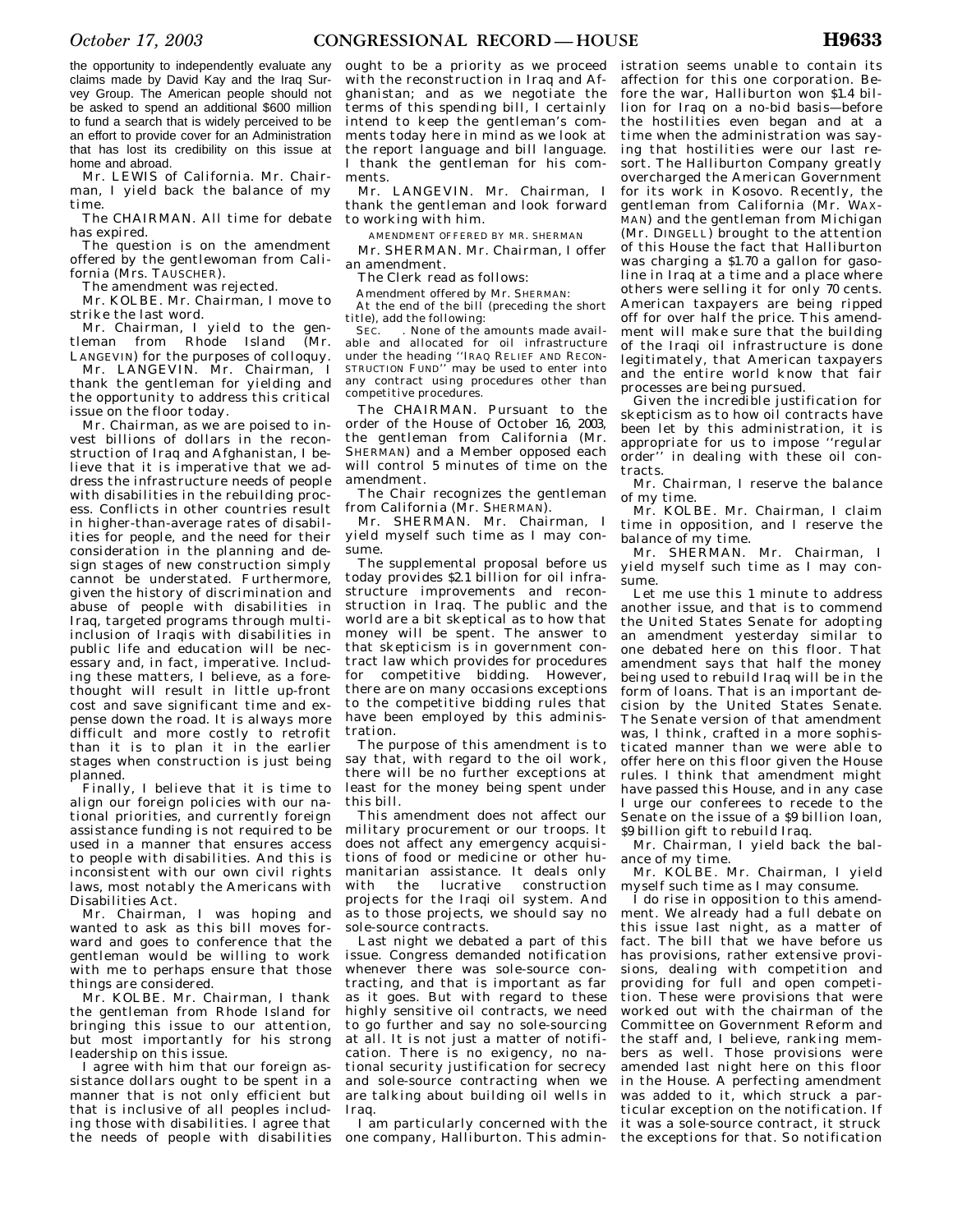the opportunity to independently evaluate any claims made by David Kay and the Iraq Survey Group. The American people should not be asked to spend an additional $600 million to fund a search that is widely perceived to be an effort to provide cover for an Administration that has lost its credibility on this issue at home and abroad.

Mr. LEWIS of California. Mr. Chairman, I yield back the balance of my time.

The CHAIRMAN. All time for debate has expired.

The question is on the amendment offered by the gentlewoman from California (Mrs. TAUSCHER).

The amendment was rejected.

Mr. KOLBE. Mr. Chairman, I move to strike the last word.

Mr. Chairman, I yield to the gentleman from Rhode Island (Mr. LANGEVIN) for the purposes of colloquy.

Mr. LANGEVIN. Mr. Chairman, I thank the gentleman for yielding and the opportunity to address this critical issue on the floor today.

Mr. Chairman, as we are poised to invest billions of dollars in the reconstruction of Iraq and Afghanistan, I believe that it is imperative that we address the infrastructure needs of people with disabilities in the rebuilding process. Conflicts in other countries result in higher-than-average rates of disabilities for people, and the need for their consideration in the planning and design stages of new construction simply cannot be understated. Furthermore, given the history of discrimination and abuse of people with disabilities in Iraq, targeted programs through multi-inclusion of Iraqis with disabilities in public life and education will be necessary and, in fact, imperative. Including these matters, I believe, as a forethought will result in little up-front cost and save significant time and expense down the road. It is always more difficult and more costly to retrofit than it is to plan it in the earlier stages when construction is just being planned.

Finally, I believe that it is time to align our foreign policies with our national priorities, and currently foreign assistance funding is not required to be used in a manner that ensures access to people with disabilities. And this is inconsistent with our own civil rights laws, most notably the Americans with Disabilities Act.

Mr. Chairman, I was hoping and wanted to ask as this bill moves forward and goes to conference that the gentleman would be willing to work with me to perhaps ensure that those things are considered.

Mr. KOLBE. Mr. Chairman, I thank the gentleman from Rhode Island for bringing this issue to our attention, but most importantly for his strong leadership on this issue.

I agree with him that our foreign assistance dollars ought to be spent in a manner that is not only efficient but that is inclusive of all peoples including those with disabilities. I agree that the needs of people with disabilities ought to be a priority as we proceed with the reconstruction in Iraq and Afghanistan; and as we negotiate the terms of this spending bill, I certainly intend to keep the gentleman's comments today here in mind as we look at the report language and bill language. I thank the gentleman for his comments.

Mr. LANGEVIN. Mr. Chairman, I thank the gentleman and look forward to working with him.

AMENDMENT OFFERED BY MR. SHERMAN

Mr. SHERMAN. Mr. Chairman, I offer an amendment.

The Clerk read as follows:

Amendment offered by Mr. SHERMAN:

At the end of the bill (preceding the short title), add the following:

SEC. ___. None of the amounts made available and allocated for oil infrastructure under the heading ''IRAQ RELIEF AND RECONSTRUCTION FUND'' may be used to enter into any contract using procedures other than competitive procedures.

The CHAIRMAN. Pursuant to the order of the House of October 16, 2003, the gentleman from California (Mr. SHERMAN) and a Member opposed each will control 5 minutes of time on the amendment.

The Chair recognizes the gentleman from California (Mr. SHERMAN).

Mr. SHERMAN. Mr. Chairman, I yield myself such time as I may consume.

The supplemental proposal before us today provides $2.1 billion for oil infrastructure improvements and reconstruction in Iraq. The public and the world are a bit skeptical as to how that money will be spent. The answer to that skepticism is in government contract law which provides for procedures for competitive bidding. However, there are on many occasions exceptions to the competitive bidding rules that have been employed by this administration.

The purpose of this amendment is to say that, with regard to the oil work, there will be no further exceptions at least for the money being spent under this bill.

This amendment does not affect our military procurement or our troops. It does not affect any emergency acquisitions of food or medicine or other humanitarian assistance. It deals only with the lucrative construction projects for the Iraqi oil system. And as to those projects, we should say no sole-source contracts.

Last night we debated a part of this issue. Congress demanded notification whenever there was sole-source contracting, and that is important as far as it goes. But with regard to these highly sensitive oil contracts, we need to go further and say no sole-sourcing at all. It is not just a matter of notification. There is no exigency, no national security justification for secrecy and sole-source contracting when we are talking about building oil wells in Iraq.

I am particularly concerned with the one company, Halliburton. This administration seems unable to contain its affection for this one corporation. Before the war, Halliburton won $1.4 billion for Iraq on a no-bid basis—before the hostilities even began and at a time when the administration was saying that hostilities were our last resort. The Halliburton Company greatly overcharged the American Government for its work in Kosovo. Recently, the gentleman from California (Mr. WAXMAN) and the gentleman from Michigan (Mr. DINGELL) brought to the attention of this House the fact that Halliburton was charging a $1.70 a gallon for gasoline in Iraq at a time and a place where others were selling it for only 70 cents. American taxpayers are being ripped off for over half the price. This amendment will make sure that the building of the Iraqi oil infrastructure is done legitimately, that American taxpayers and the entire world know that fair processes are being pursued.

Given the incredible justification for skepticism as to how oil contracts have been let by this administration, it is appropriate for us to impose ''regular order'' in dealing with these oil contracts.

Mr. Chairman, I reserve the balance of my time.

Mr. KOLBE. Mr. Chairman, I claim time in opposition, and I reserve the balance of my time.

Mr. SHERMAN. Mr. Chairman, I yield myself such time as I may consume.

Let me use this 1 minute to address another issue, and that is to commend the United States Senate for adopting an amendment yesterday similar to one debated here on this floor. That amendment says that half the money being used to rebuild Iraq will be in the form of loans. That is an important decision by the United States Senate. The Senate version of that amendment was, I think, crafted in a more sophisticated manner than we were able to offer here on this floor given the House rules. I think that amendment might have passed this House, and in any case I urge our conferees to recede to the Senate on the issue of a $9 billion loan, $9 billion gift to rebuild Iraq.

Mr. Chairman, I yield back the balance of my time.

Mr. KOLBE. Mr. Chairman, I yield myself such time as I may consume.

I do rise in opposition to this amendment. We already had a full debate on this issue last night, as a matter of fact. The bill that we have before us has provisions, rather extensive provisions, dealing with competition and providing for full and open competition. These were provisions that were worked out with the chairman of the Committee on Government Reform and the staff and, I believe, ranking members as well. Those provisions were amended last night here on this floor in the House. A perfecting amendment was added to it, which struck a particular exception on the notification. If it was a sole-source contract, it struck the exceptions for that. So notification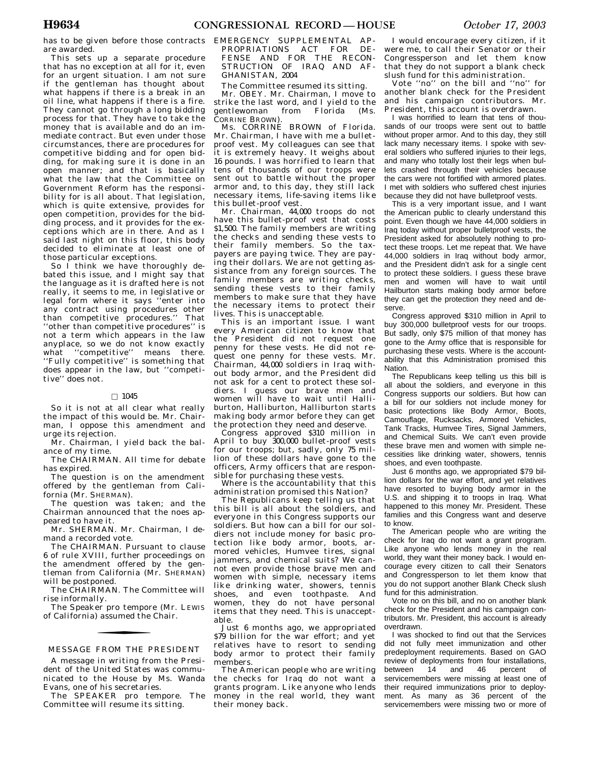has to be given before those contracts are awarded.

This sets up a separate procedure that has no exception at all for it, even for an urgent situation. I am not sure if the gentleman has thought about what happens if there is a break in an oil line, what happens if there is a fire. They cannot go through a long bidding process for that. They have to take the money that is available and do an immediate contract. But even under those circumstances, there are procedures for competitive bidding and for open bidding, for making sure it is done in an open manner; and that is basically what the law that the Committee on Government Reform has the responsibility for is all about. That legislation, which is quite extensive, provides for open competition, provides for the bidding process, and it provides for the exceptions which are in there. And as I said last night on this floor, this body decided to eliminate at least one of those particular exceptions.

So I think we have thoroughly debated this issue, and I might say that the language as it is drafted here is not really, it seems to me, in legislative or legal form where it says ''enter into any contract using procedures other than competitive procedures.'' That ''other than competitive procedures'' is not a term which appears in the law anyplace, so we do not know exactly what ''competitive'' means there. ''Fully competitive'' is something that does appear in the law, but ''competitive'' does not.

□ 1045

So it is not at all clear what really the impact of this would be. Mr. Chairman, I oppose this amendment and urge its rejection.

Mr. Chairman, I yield back the balance of my time.

The CHAIRMAN. All time for debate has expired.

The question is on the amendment offered by the gentleman from California (Mr. SHERMAN).

The question was taken; and the Chairman announced that the noes appeared to have it.

Mr. SHERMAN. Mr. Chairman, I demand a recorded vote.

The CHAIRMAN. Pursuant to clause 6 of rule XVIII, further proceedings on the amendment offered by the gentleman from California (Mr. SHERMAN) will be postponed.

The CHAIRMAN. The Committee will rise informally.

The Speaker pro tempore (Mr. LEWIS of California) assumed the Chair.

## MESSAGE FROM THE PRESIDENT

A message in writing from the President of the United States was communicated to the House by Ms. Wanda Evans, one of his secretaries.

The SPEAKER pro tempore. The Committee will resume its sitting.

## EMERGENCY SUPPLEMENTAL APPROPRIATIONS ACT FOR DEFENSE AND FOR THE RECONSTRUCTION OF IRAQ AND AFGHANISTAN, 2004

The Committee resumed its sitting.

Mr. OBEY. Mr. Chairman, I move to strike the last word, and I yield to the gentlewoman from Florida (Ms. CORRINE BROWN).

Ms. CORRINE BROWN of Florida. Mr. Chairman, I have with me a bulletproof vest. My colleagues can see that it is extremely heavy. It weighs about 16 pounds. I was horrified to learn that tens of thousands of our troops were sent out to battle without the proper armor and, to this day, they still lack necessary items, life-saving items like this bullet-proof vest.

Mr. Chairman, 44,000 troops do not have this bullet-proof vest that costs $1,500. The family members are writing the checks and sending these vests to their family members. So the taxpayers are paying twice. They are paying their dollars. We are not getting assistance from any foreign sources. The family members are writing checks, sending these vests to their family members to make sure that they have the necessary items to protect their lives. This is unacceptable.

This is an important issue. I want every American citizen to know that the President did not request one penny for these vests. He did not request one penny for these vests. Mr. Chairman, 44,000 soldiers in Iraq without body armor, and the President did not ask for a cent to protect these soldiers. I guess our brave men and women will have to wait until Halliburton, Halliburton, Halliburton starts making body armor before they can get the protection they need and deserve.

Congress approved $310 million in April to buy 300,000 bullet-proof vests for our troops; but, sadly, only 75 million of these dollars have gone to the officers, Army officers that are responsible for purchasing these vests.

Where is the accountability that this administration promised this Nation?

The Republicans keep telling us that this bill is all about the soldiers, and everyone in this Congress supports our soldiers. But how can a bill for our soldiers not include money for basic protection like body armor, boots, armored vehicles, Humvee tires, signal jammers, and chemical suits? We cannot even provide those brave men and women with simple, necessary items like drinking water, showers, tennis shoes, and even toothpaste. And women, they do not have personal items that they need. This is unacceptable.

Just 6 months ago, we appropriated $79 billion for the war effort; and yet relatives have to resort to sending body armor to protect their family members.

The American people who are writing the checks for Iraq do not want a grants program. Like anyone who lends money in the real world, they want their money back.

I would encourage every citizen, if it were me, to call their Senator or their Congressperson and let them know that they do not support a blank check slush fund for this administration.

Vote ''no'' on the bill and ''no'' for another blank check for the President and his campaign contributors. Mr. President, this account is overdrawn.

I was horrified to learn that tens of thousands of our troops were sent out to battle without proper armor. And to this day, they still lack many necessary items. I spoke with several soldiers who suffered injuries to their legs, and many who totally lost their legs when bullets crashed through their vehicles because the cars were not fortified with armored plates. I met with soldiers who suffered chest injuries because they did not have bulletproof vests.

This is a very important issue, and I want the American public to clearly understand this point. Even though we have 44,000 soldiers in Iraq today without proper bulletproof vests, the President asked for absolutely nothing to protect these troops. Let me repeat that. We have 44,000 soldiers in Iraq without body armor, and the President didn't ask for a single cent to protect these soldiers. I guess these brave men and women will have to wait until Hailburton starts making body armor before they can get the protection they need and deserve.

Congress approved $310 million in April to buy 300,000 bulletproof vests for our troops. But sadly, only $75 million of that money has gone to the Army office that is responsible for purchasing these vests. Where is the accountability that this Administration promised this Nation.

The Republicans keep telling us this bill is all about the soldiers, and everyone in this Congress supports our soldiers. But how can a bill for our soldiers not include money for basic protections like Body Armor, Boots, Camouflage, Rucksacks, Armored Vehicles, Tank Tracks, Humvee Tires, Signal Jammers, and Chemical Suits. We can't even provide these brave men and women with simple necessities like drinking water, showers, tennis shoes, and even toothpaste.

Just 6 months ago, we appropriated $79 billion dollars for the war effort, and yet relatives have resorted to buying body armor in the U.S. and shipping it to troops in Iraq. What happened to this money Mr. President. These families and this Congress want and deserve to know.

The American people who are writing the check for Iraq do not want a grant program. Like anyone who lends money in the real world, they want their money back. I would encourage every citizen to call their Senators and Congressperson to let them know that you do not support another Blank Check slush fund for this administration.

Vote no on this bill, and no on another blank check for the President and his campaign contributors. Mr. President, this account is already overdrawn.

I was shocked to find out that the Services did not fully meet immunization and other predeployment requirements. Based on GAO review of deployments from four installations, between 14 and 46 percent of servicemembers were missing at least one of their required immunizations prior to deployment. As many as 36 percent of the servicemembers were missing two or more of